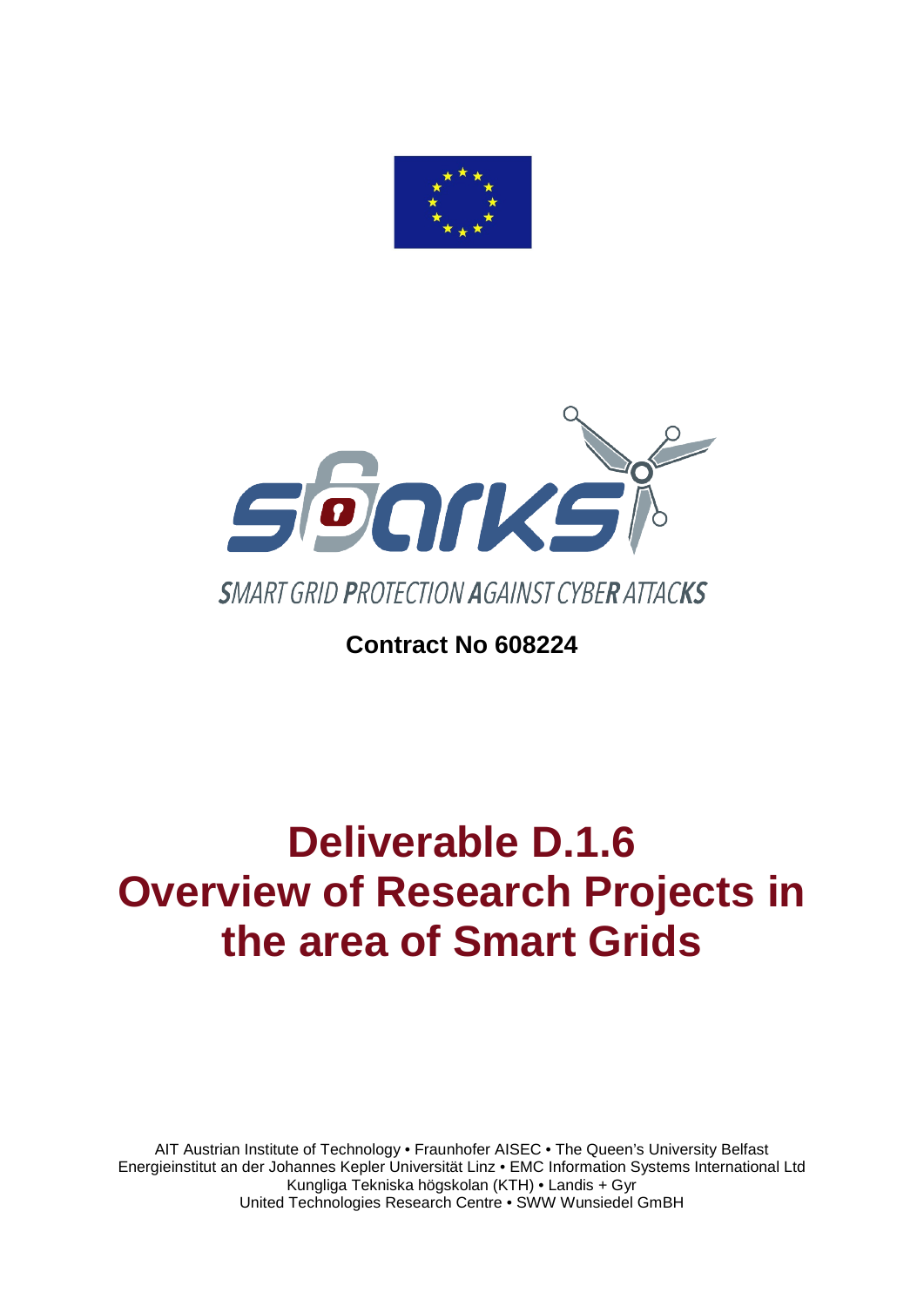SMART GRID PROTECTION AGAINST CYBER ATTACKS

**Contract No 608224**

# Deliverable D.1.6
# Overview of Research Projects in the area of Smart Grids

AIT Austrian Institute of Technology • Fraunhofer AISEC • The Queen's University Belfast
Energieinstitut an der Johannes Kepler Universität Linz • EMC Information Systems International Ltd
Kungliga Tekniska högskolan (KTH) • Landis + Gyr
United Technologies Research Centre • SWW Wunsiedel GmBH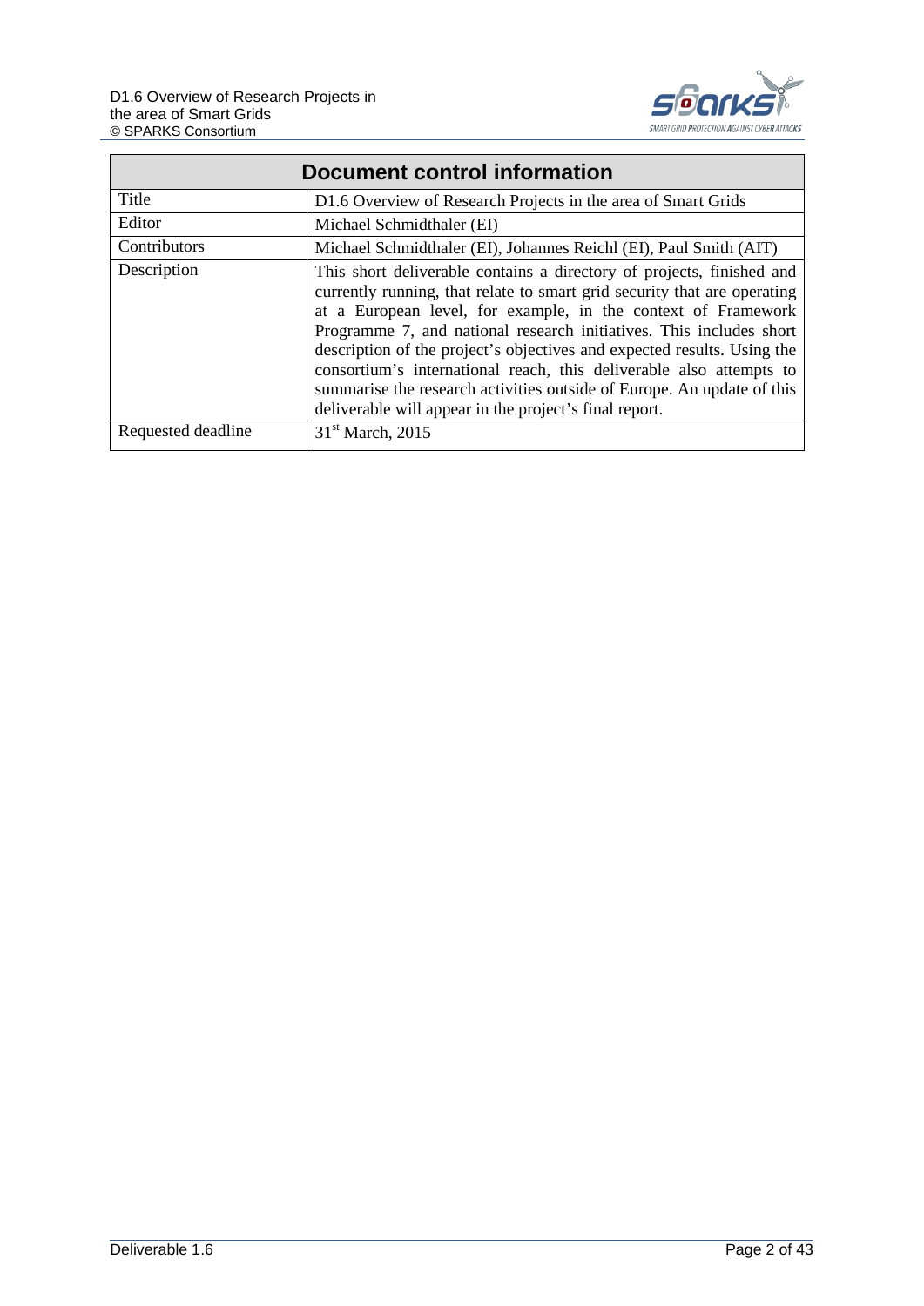| Document control information | |
|---|---|
| Title | D1.6 Overview of Research Projects in the area of Smart Grids |
| Editor | Michael Schmidthaler (EI) |
| Contributors | Michael Schmidthaler (EI), Johannes Reichl (EI), Paul Smith (AIT) |
| Description | This short deliverable contains a directory of projects, finished and currently running, that relate to smart grid security that are operating at a European level, for example, in the context of Framework Programme 7, and national research initiatives. This includes short description of the project's objectives and expected results. Using the consortium's international reach, this deliverable also attempts to summarise the research activities outside of Europe. An update of this deliverable will appear in the project's final report. |
| Requested deadline | 31st March, 2015 |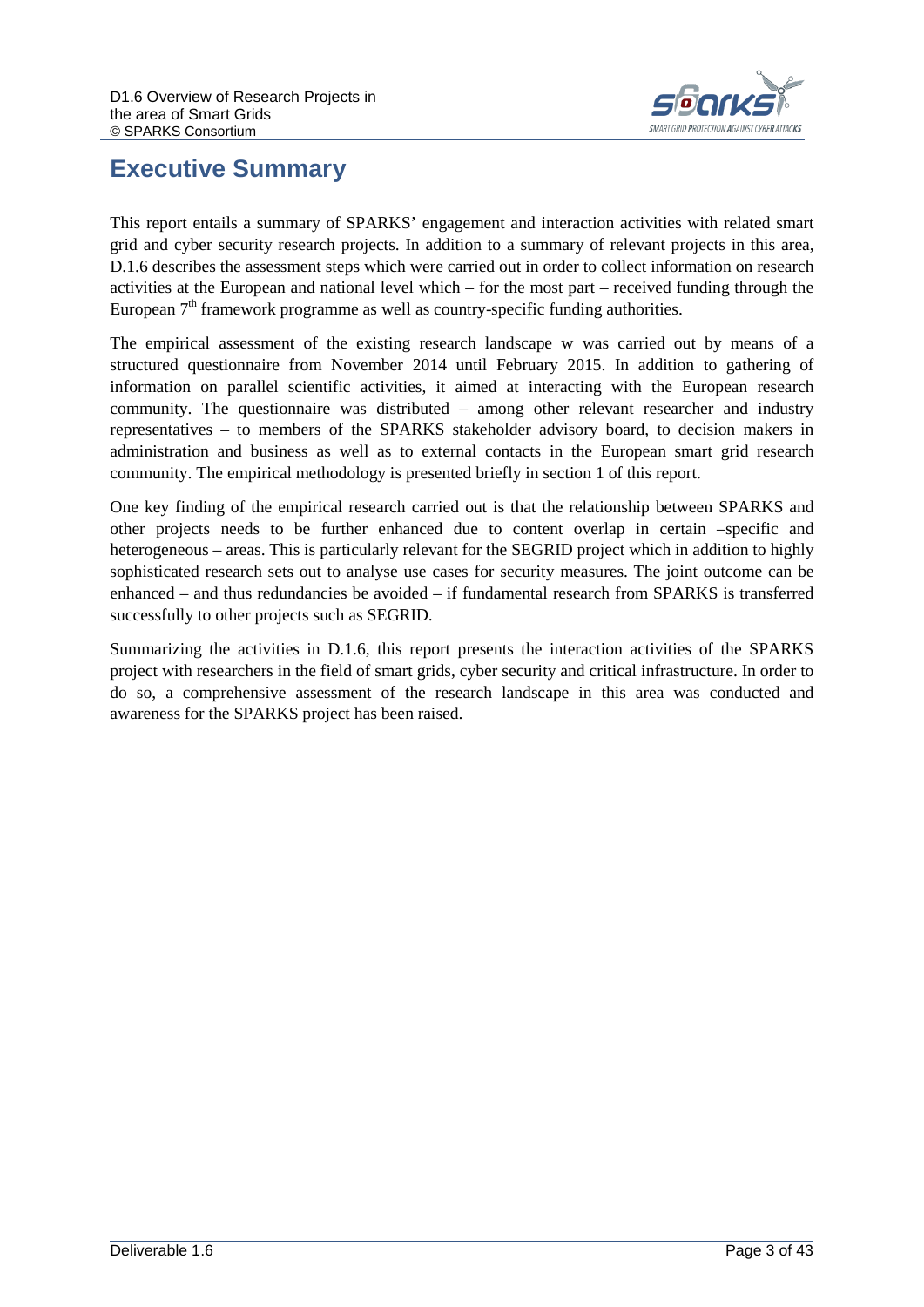# Executive Summary

This report entails a summary of SPARKS' engagement and interaction activities with related smart grid and cyber security research projects. In addition to a summary of relevant projects in this area, D.1.6 describes the assessment steps which were carried out in order to collect information on research activities at the European and national level which – for the most part – received funding through the European 7th framework programme as well as country-specific funding authorities.

The empirical assessment of the existing research landscape w was carried out by means of a structured questionnaire from November 2014 until February 2015. In addition to gathering of information on parallel scientific activities, it aimed at interacting with the European research community. The questionnaire was distributed – among other relevant researcher and industry representatives – to members of the SPARKS stakeholder advisory board, to decision makers in administration and business as well as to external contacts in the European smart grid research community. The empirical methodology is presented briefly in section 1 of this report.

One key finding of the empirical research carried out is that the relationship between SPARKS and other projects needs to be further enhanced due to content overlap in certain –specific and heterogeneous – areas. This is particularly relevant for the SEGRID project which in addition to highly sophisticated research sets out to analyse use cases for security measures. The joint outcome can be enhanced – and thus redundancies be avoided – if fundamental research from SPARKS is transferred successfully to other projects such as SEGRID.

Summarizing the activities in D.1.6, this report presents the interaction activities of the SPARKS project with researchers in the field of smart grids, cyber security and critical infrastructure. In order to do so, a comprehensive assessment of the research landscape in this area was conducted and awareness for the SPARKS project has been raised.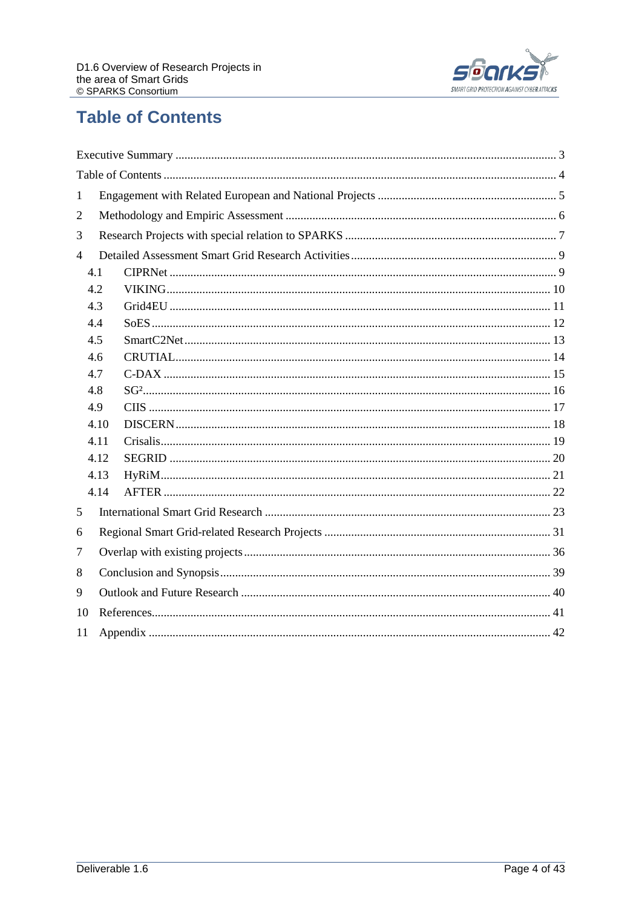# Table of Contents

Executive Summary ..... 3

Table of Contents ..... 4

1 Engagement with Related European and National Projects ..... 5

2 Methodology and Empiric Assessment ..... 6

3 Research Projects with special relation to SPARKS ..... 7

4 Detailed Assessment Smart Grid Research Activities ..... 9

4.1 CIPRNet ..... 9

4.2 VIKING ..... 10

4.3 Grid4EU ..... 11

4.4 SoES ..... 12

4.5 SmartC2Net ..... 13

4.6 CRUTIAL ..... 14

4.7 C-DAX ..... 15

4.8 $SG^2$ ..... 16

4.9 CIIS ..... 17

4.10 DISCERN ..... 18

4.11 Crisalis ..... 19

4.12 SEGRID ..... 20

4.13 HyRiM ..... 21

4.14 AFTER ..... 22

5 International Smart Grid Research ..... 23

6 Regional Smart Grid-related Research Projects ..... 31

7 Overlap with existing projects ..... 36

8 Conclusion and Synopsis ..... 39

9 Outlook and Future Research ..... 40

10 References ..... 41

11 Appendix ..... 42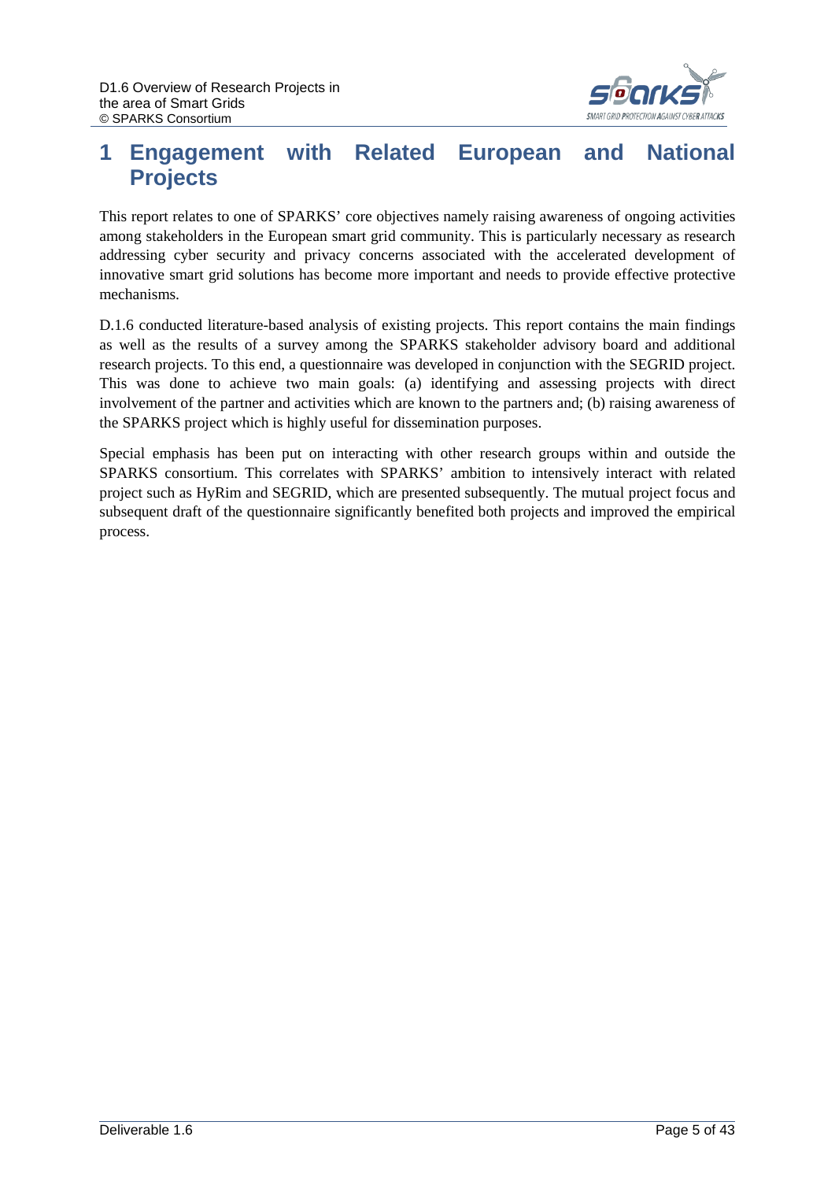# 1 Engagement with Related European and National Projects

This report relates to one of SPARKS' core objectives namely raising awareness of ongoing activities among stakeholders in the European smart grid community. This is particularly necessary as research addressing cyber security and privacy concerns associated with the accelerated development of innovative smart grid solutions has become more important and needs to provide effective protective mechanisms.

D.1.6 conducted literature-based analysis of existing projects. This report contains the main findings as well as the results of a survey among the SPARKS stakeholder advisory board and additional research projects. To this end, a questionnaire was developed in conjunction with the SEGRID project. This was done to achieve two main goals: (a) identifying and assessing projects with direct involvement of the partner and activities which are known to the partners and; (b) raising awareness of the SPARKS project which is highly useful for dissemination purposes.

Special emphasis has been put on interacting with other research groups within and outside the SPARKS consortium. This correlates with SPARKS' ambition to intensively interact with related project such as HyRim and SEGRID, which are presented subsequently. The mutual project focus and subsequent draft of the questionnaire significantly benefited both projects and improved the empirical process.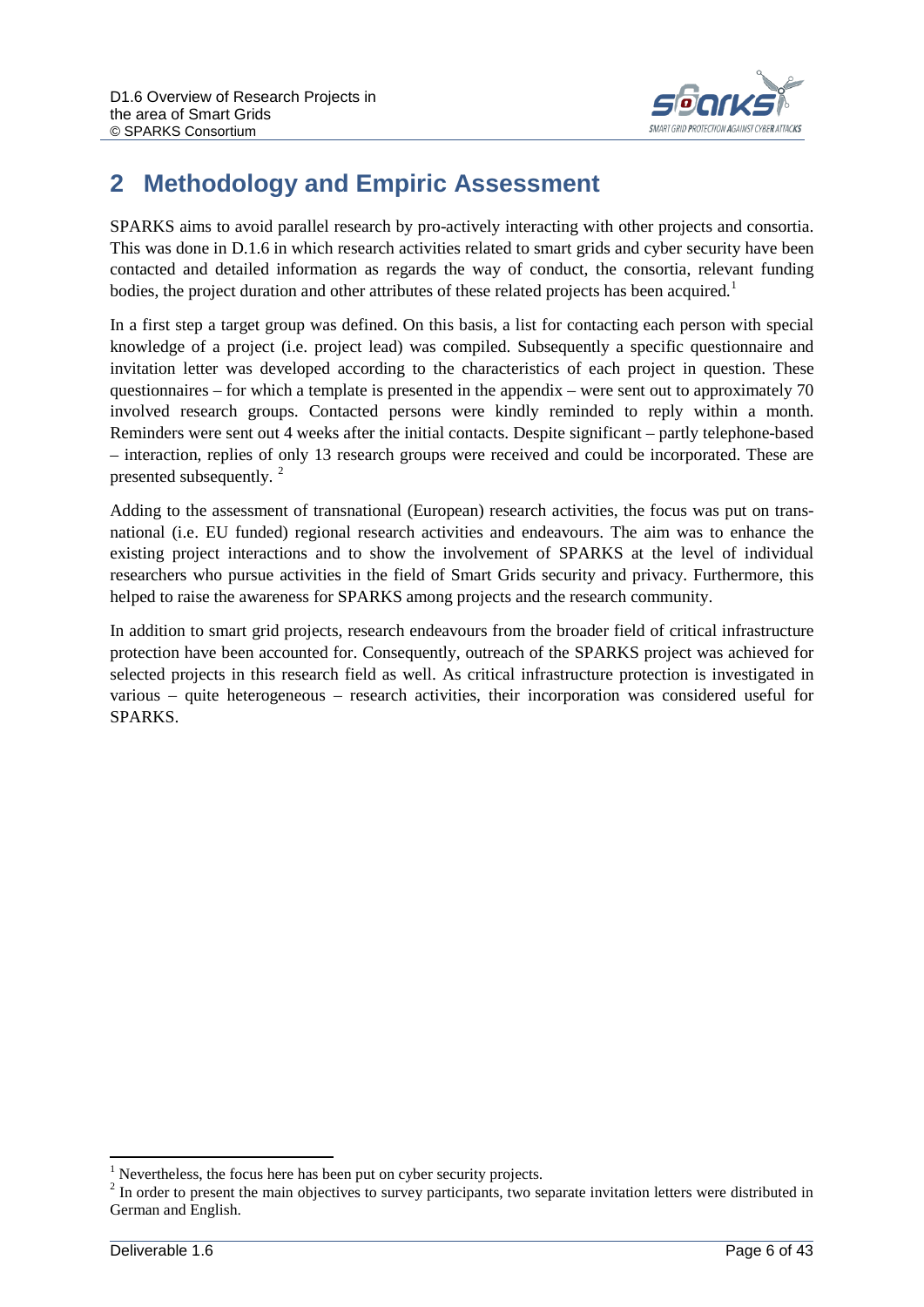# 2 Methodology and Empiric Assessment

SPARKS aims to avoid parallel research by pro-actively interacting with other projects and consortia. This was done in D.1.6 in which research activities related to smart grids and cyber security have been contacted and detailed information as regards the way of conduct, the consortia, relevant funding bodies, the project duration and other attributes of these related projects has been acquired.[1]

In a first step a target group was defined. On this basis, a list for contacting each person with special knowledge of a project (i.e. project lead) was compiled. Subsequently a specific questionnaire and invitation letter was developed according to the characteristics of each project in question. These questionnaires – for which a template is presented in the appendix – were sent out to approximately 70 involved research groups. Contacted persons were kindly reminded to reply within a month. Reminders were sent out 4 weeks after the initial contacts. Despite significant – partly telephone-based – interaction, replies of only 13 research groups were received and could be incorporated. These are presented subsequently. [2]

Adding to the assessment of transnational (European) research activities, the focus was put on transnational (i.e. EU funded) regional research activities and endeavours. The aim was to enhance the existing project interactions and to show the involvement of SPARKS at the level of individual researchers who pursue activities in the field of Smart Grids security and privacy. Furthermore, this helped to raise the awareness for SPARKS among projects and the research community.

In addition to smart grid projects, research endeavours from the broader field of critical infrastructure protection have been accounted for. Consequently, outreach of the SPARKS project was achieved for selected projects in this research field as well. As critical infrastructure protection is investigated in various – quite heterogeneous – research activities, their incorporation was considered useful for SPARKS.

---

[1] Nevertheless, the focus here has been put on cyber security projects.

[2] In order to present the main objectives to survey participants, two separate invitation letters were distributed in German and English.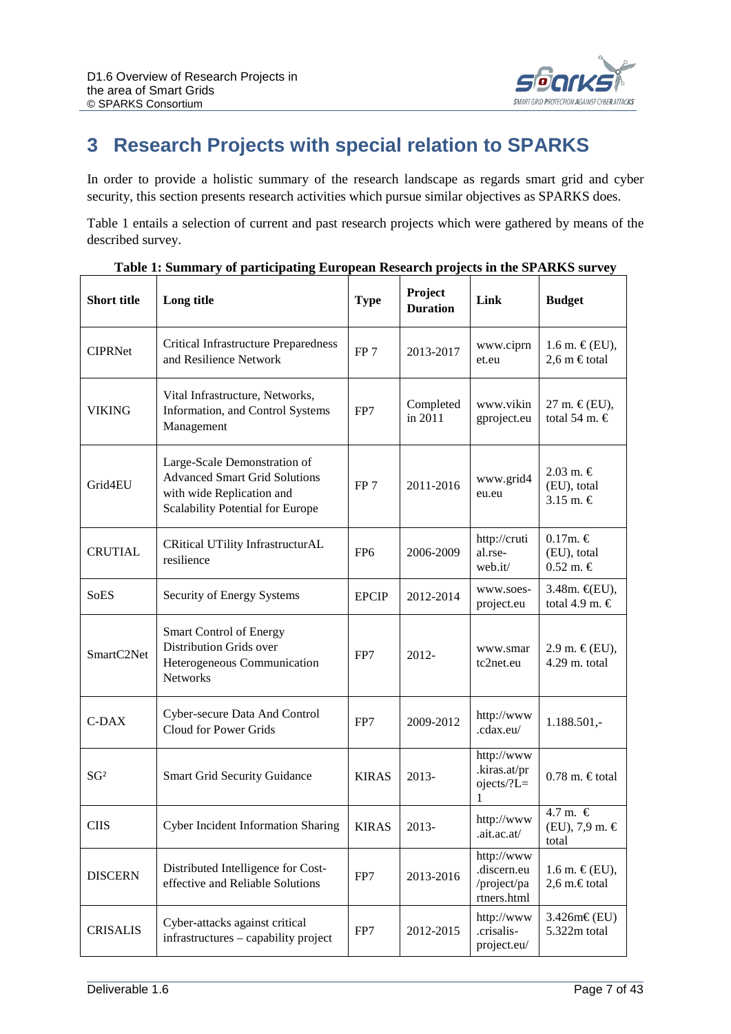# 3 Research Projects with special relation to SPARKS

In order to provide a holistic summary of the research landscape as regards smart grid and cyber security, this section presents research activities which pursue similar objectives as SPARKS does.

Table 1 entails a selection of current and past research projects which were gathered by means of the described survey.

**Table 1: Summary of participating European Research projects in the SPARKS survey**

| Short title | Long title | Type | Project Duration | Link | Budget |
|---|---|---|---|---|---|
| CIPRNet | Critical Infrastructure Preparedness and Resilience Network | FP 7 | 2013-2017 | www.ciprnet.eu | 1.6 m. € (EU), 2,6 m € total |
| VIKING | Vital Infrastructure, Networks, Information, and Control Systems Management | FP7 | Completed in 2011 | www.vikingproject.eu | 27 m. € (EU), total 54 m. € |
| Grid4EU | Large-Scale Demonstration of Advanced Smart Grid Solutions with wide Replication and Scalability Potential for Europe | FP 7 | 2011-2016 | www.grid4eu.eu | 2.03 m. € (EU), total 3.15 m. € |
| CRUTIAL | CRitical UTility InfrastructurAL resilience | FP6 | 2006-2009 | http://crutial.rse-web.it/ | 0.17m. € (EU), total 0.52 m. € |
| SoES | Security of Energy Systems | EPCIP | 2012-2014 | www.soes-project.eu | 3.48m. €(EU), total 4.9 m. € |
| SmartC2Net | Smart Control of Energy Distribution Grids over Heterogeneous Communication Networks | FP7 | 2012- | www.smartc2net.eu | 2.9 m. € (EU), 4.29 m. total |
| C-DAX | Cyber-secure Data And Control Cloud for Power Grids | FP7 | 2009-2012 | http://www.cdax.eu/ | 1.188.501,- |
| SG² | Smart Grid Security Guidance | KIRAS | 2013- | http://www.kiras.at/projects/?L=1 | 0.78 m. € total |
| CIIS | Cyber Incident Information Sharing | KIRAS | 2013- | http://www.ait.ac.at/ | 4.7 m. € (EU), 7,9 m. € total |
| DISCERN | Distributed Intelligence for Cost-effective and Reliable Solutions | FP7 | 2013-2016 | http://www.discern.eu/project/partners.html | 1.6 m. € (EU), 2,6 m.€ total |
| CRISALIS | Cyber-attacks against critical infrastructures – capability project | FP7 | 2012-2015 | http://www.crisalis-project.eu/ | 3.426m€ (EU) 5.322m total |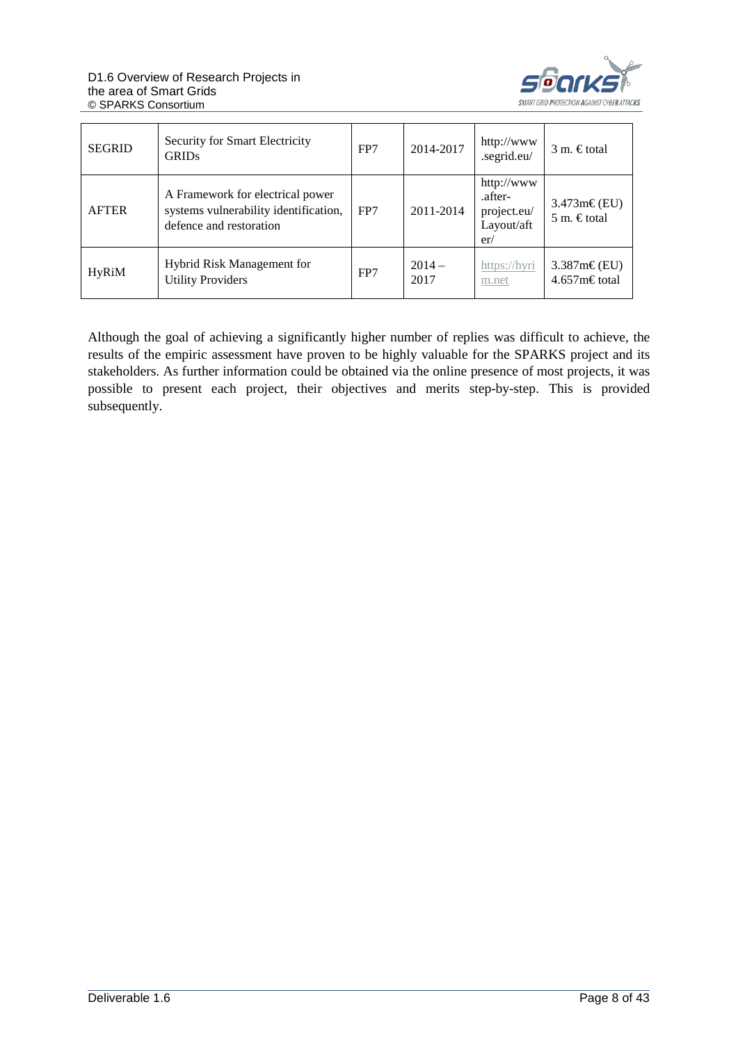| SEGRID | Security for Smart Electricity GRIDs | FP7 | 2014-2017 | http://www.segrid.eu/ | 3 m. € total |
|---|---|---|---|---|---|
| AFTER | A Framework for electrical power systems vulnerability identification, defence and restoration | FP7 | 2011-2014 | http://www.after-project.eu/Layout/after/ | 3.473m€ (EU) 5 m. € total |
| HyRiM | Hybrid Risk Management for Utility Providers | FP7 | 2014 – 2017 | https://hyrim.net | 3.387m€ (EU) 4.657m€ total |

Although the goal of achieving a significantly higher number of replies was difficult to achieve, the results of the empiric assessment have proven to be highly valuable for the SPARKS project and its stakeholders. As further information could be obtained via the online presence of most projects, it was possible to present each project, their objectives and merits step-by-step. This is provided subsequently.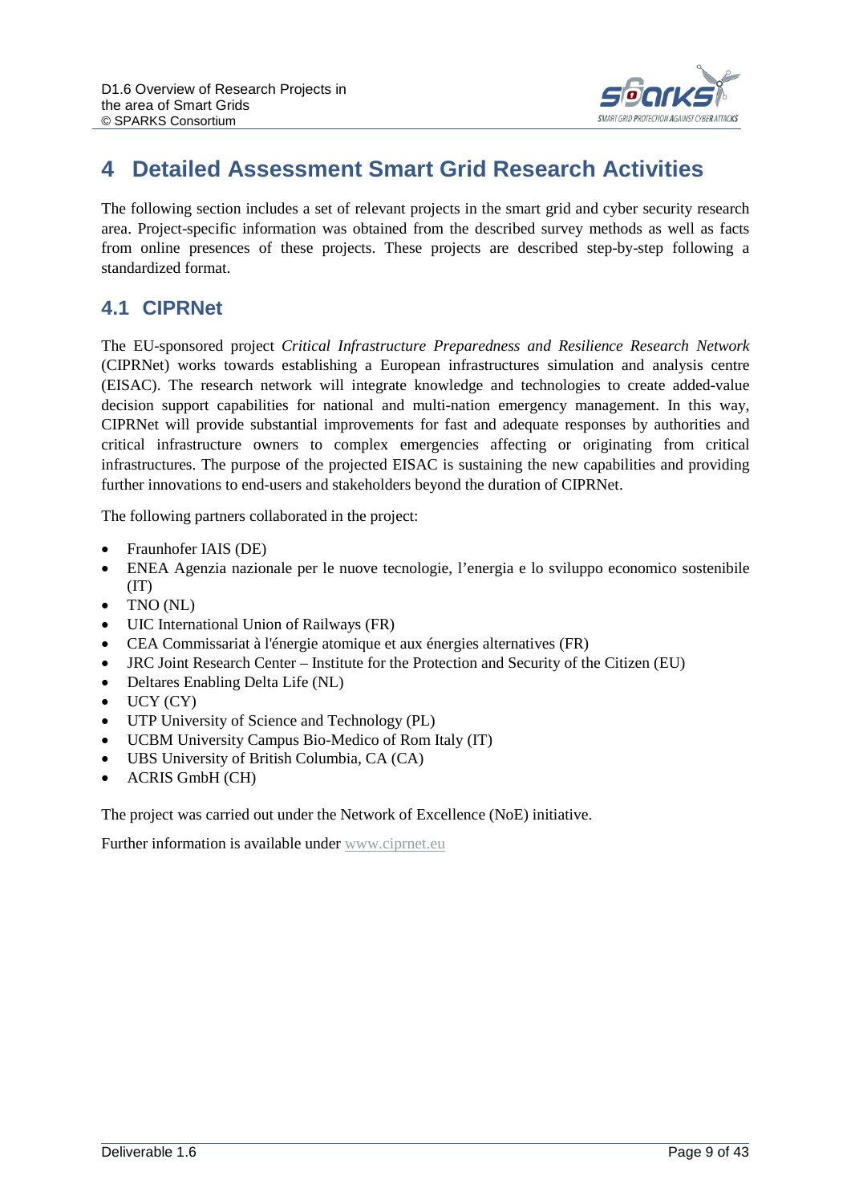# 4 Detailed Assessment Smart Grid Research Activities

The following section includes a set of relevant projects in the smart grid and cyber security research area. Project-specific information was obtained from the described survey methods as well as facts from online presences of these projects. These projects are described step-by-step following a standardized format.

## 4.1 CIPRNet

The EU-sponsored project *Critical Infrastructure Preparedness and Resilience Research Network* (CIPRNet) works towards establishing a European infrastructures simulation and analysis centre (EISAC). The research network will integrate knowledge and technologies to create added-value decision support capabilities for national and multi-nation emergency management. In this way, CIPRNet will provide substantial improvements for fast and adequate responses by authorities and critical infrastructure owners to complex emergencies affecting or originating from critical infrastructures. The purpose of the projected EISAC is sustaining the new capabilities and providing further innovations to end-users and stakeholders beyond the duration of CIPRNet.

The following partners collaborated in the project:

- Fraunhofer IAIS (DE)
- ENEA Agenzia nazionale per le nuove tecnologie, l'energia e lo sviluppo economico sostenibile (IT)
- TNO (NL)
- UIC International Union of Railways (FR)
- CEA Commissariat à l'énergie atomique et aux énergies alternatives (FR)
- JRC Joint Research Center – Institute for the Protection and Security of the Citizen (EU)
- Deltares Enabling Delta Life (NL)
- UCY (CY)
- UTP University of Science and Technology (PL)
- UCBM University Campus Bio-Medico of Rom Italy (IT)
- UBS University of British Columbia, CA (CA)
- ACRIS GmbH (CH)

The project was carried out under the Network of Excellence (NoE) initiative.

Further information is available under www.ciprnet.eu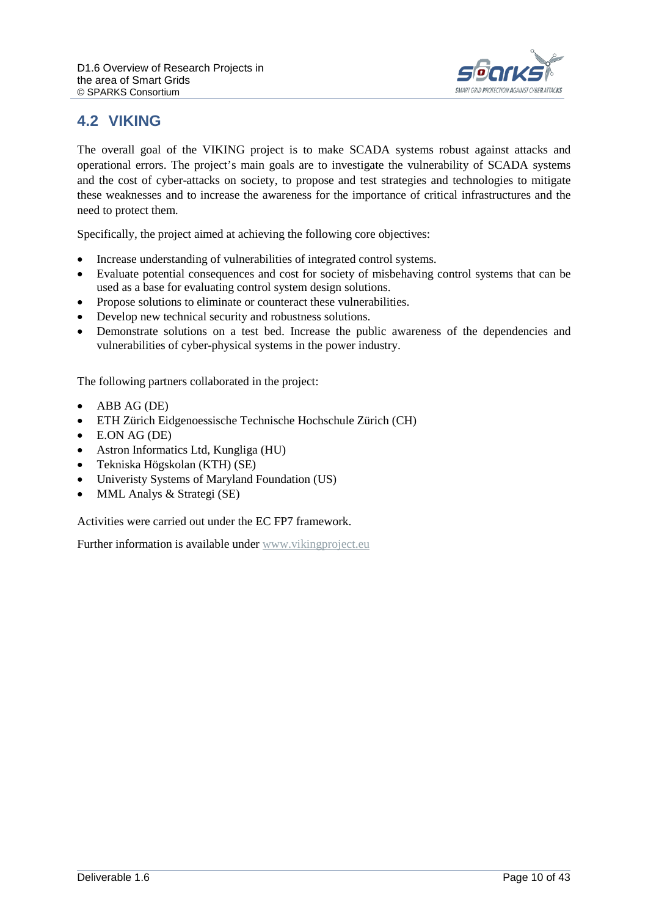## 4.2 VIKING

The overall goal of the VIKING project is to make SCADA systems robust against attacks and operational errors. The project's main goals are to investigate the vulnerability of SCADA systems and the cost of cyber-attacks on society, to propose and test strategies and technologies to mitigate these weaknesses and to increase the awareness for the importance of critical infrastructures and the need to protect them.

Specifically, the project aimed at achieving the following core objectives:

- Increase understanding of vulnerabilities of integrated control systems.
- Evaluate potential consequences and cost for society of misbehaving control systems that can be used as a base for evaluating control system design solutions.
- Propose solutions to eliminate or counteract these vulnerabilities.
- Develop new technical security and robustness solutions.
- Demonstrate solutions on a test bed. Increase the public awareness of the dependencies and vulnerabilities of cyber-physical systems in the power industry.

The following partners collaborated in the project:

- ABB AG (DE)
- ETH Zürich Eidgenoessische Technische Hochschule Zürich (CH)
- E.ON AG (DE)
- Astron Informatics Ltd, Kungliga (HU)
- Tekniska Högskolan (KTH) (SE)
- Univeristy Systems of Maryland Foundation (US)
- MML Analys & Strategi (SE)

Activities were carried out under the EC FP7 framework.

Further information is available under www.vikingproject.eu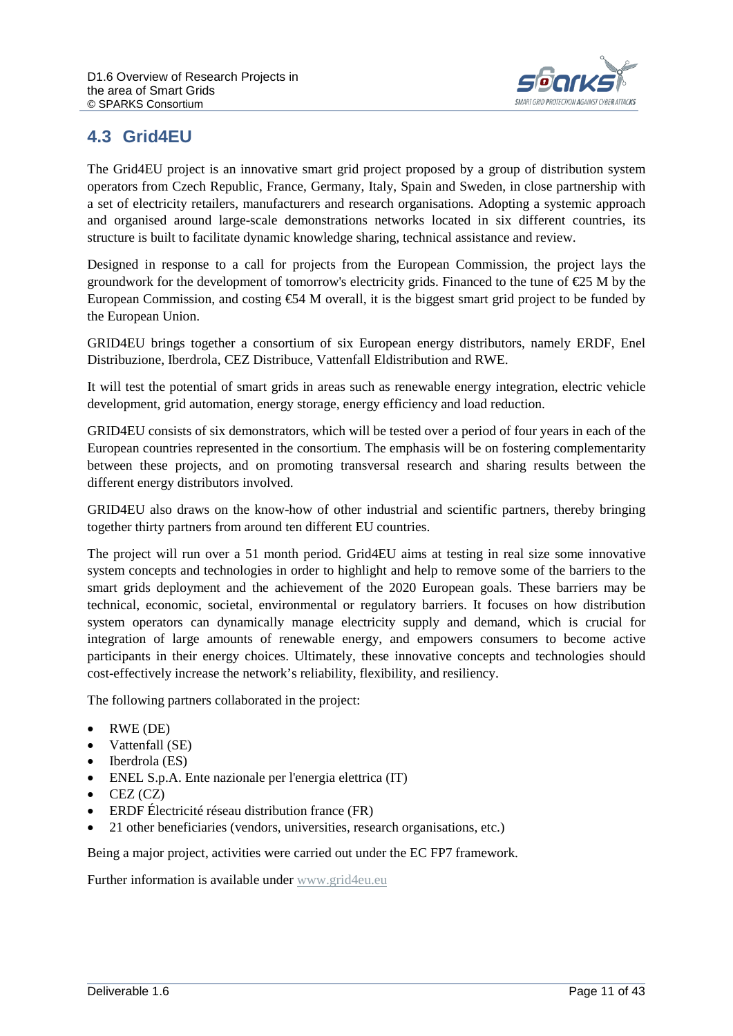## 4.3 Grid4EU

The Grid4EU project is an innovative smart grid project proposed by a group of distribution system operators from Czech Republic, France, Germany, Italy, Spain and Sweden, in close partnership with a set of electricity retailers, manufacturers and research organisations. Adopting a systemic approach and organised around large-scale demonstrations networks located in six different countries, its structure is built to facilitate dynamic knowledge sharing, technical assistance and review.

Designed in response to a call for projects from the European Commission, the project lays the groundwork for the development of tomorrow's electricity grids. Financed to the tune of €25 M by the European Commission, and costing €54 M overall, it is the biggest smart grid project to be funded by the European Union.

GRID4EU brings together a consortium of six European energy distributors, namely ERDF, Enel Distribuzione, Iberdrola, CEZ Distribuce, Vattenfall Eldistribution and RWE.

It will test the potential of smart grids in areas such as renewable energy integration, electric vehicle development, grid automation, energy storage, energy efficiency and load reduction.

GRID4EU consists of six demonstrators, which will be tested over a period of four years in each of the European countries represented in the consortium. The emphasis will be on fostering complementarity between these projects, and on promoting transversal research and sharing results between the different energy distributors involved.

GRID4EU also draws on the know-how of other industrial and scientific partners, thereby bringing together thirty partners from around ten different EU countries.

The project will run over a 51 month period. Grid4EU aims at testing in real size some innovative system concepts and technologies in order to highlight and help to remove some of the barriers to the smart grids deployment and the achievement of the 2020 European goals. These barriers may be technical, economic, societal, environmental or regulatory barriers. It focuses on how distribution system operators can dynamically manage electricity supply and demand, which is crucial for integration of large amounts of renewable energy, and empowers consumers to become active participants in their energy choices. Ultimately, these innovative concepts and technologies should cost-effectively increase the network's reliability, flexibility, and resiliency.

The following partners collaborated in the project:

- RWE (DE)
- Vattenfall (SE)
- Iberdrola (ES)
- ENEL S.p.A. Ente nazionale per l'energia elettrica (IT)
- CEZ (CZ)
- ERDF Électricité réseau distribution france (FR)
- 21 other beneficiaries (vendors, universities, research organisations, etc.)

Being a major project, activities were carried out under the EC FP7 framework.

Further information is available under www.grid4eu.eu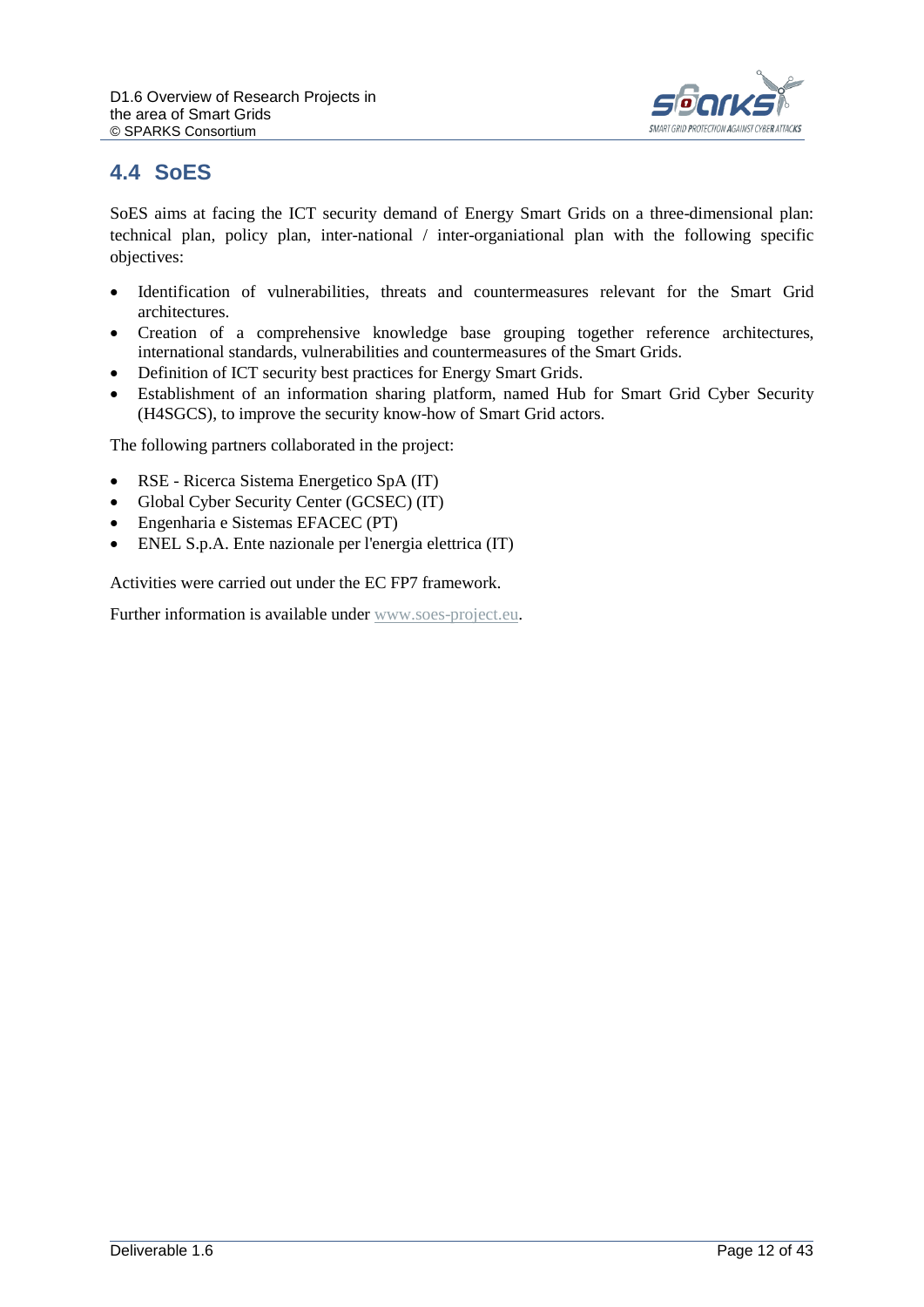## 4.4 SoES

SoES aims at facing the ICT security demand of Energy Smart Grids on a three-dimensional plan: technical plan, policy plan, inter-national / inter-organiational plan with the following specific objectives:

- Identification of vulnerabilities, threats and countermeasures relevant for the Smart Grid architectures.
- Creation of a comprehensive knowledge base grouping together reference architectures, international standards, vulnerabilities and countermeasures of the Smart Grids.
- Definition of ICT security best practices for Energy Smart Grids.
- Establishment of an information sharing platform, named Hub for Smart Grid Cyber Security (H4SGCS), to improve the security know-how of Smart Grid actors.

The following partners collaborated in the project:

- RSE - Ricerca Sistema Energetico SpA (IT)
- Global Cyber Security Center (GCSEC) (IT)
- Engenharia e Sistemas EFACEC (PT)
- ENEL S.p.A. Ente nazionale per l'energia elettrica (IT)

Activities were carried out under the EC FP7 framework.

Further information is available under www.soes-project.eu.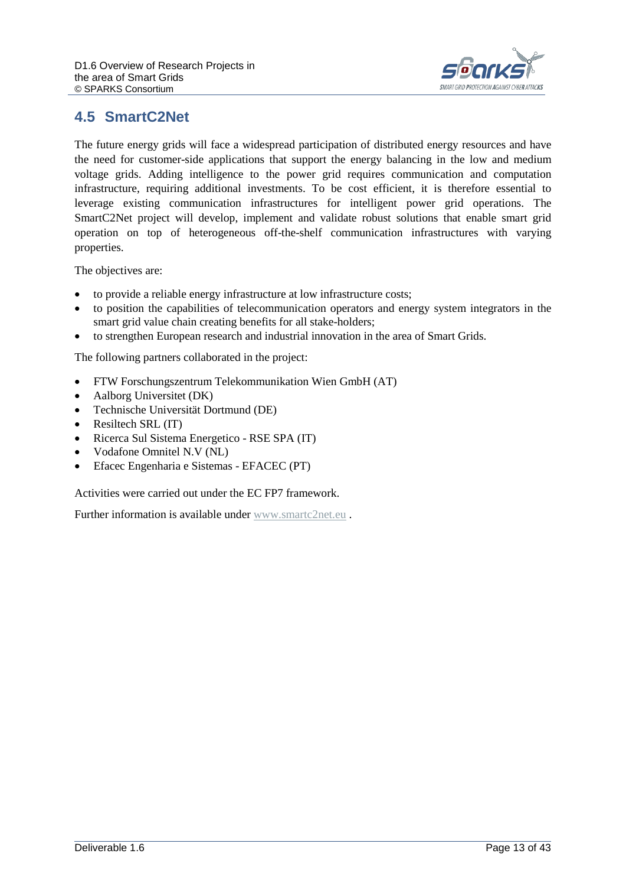## 4.5 SmartC2Net

The future energy grids will face a widespread participation of distributed energy resources and have the need for customer-side applications that support the energy balancing in the low and medium voltage grids. Adding intelligence to the power grid requires communication and computation infrastructure, requiring additional investments. To be cost efficient, it is therefore essential to leverage existing communication infrastructures for intelligent power grid operations. The SmartC2Net project will develop, implement and validate robust solutions that enable smart grid operation on top of heterogeneous off-the-shelf communication infrastructures with varying properties.

The objectives are:

- to provide a reliable energy infrastructure at low infrastructure costs;
- to position the capabilities of telecommunication operators and energy system integrators in the smart grid value chain creating benefits for all stake-holders;
- to strengthen European research and industrial innovation in the area of Smart Grids.

The following partners collaborated in the project:

- FTW Forschungszentrum Telekommunikation Wien GmbH (AT)
- Aalborg Universitet (DK)
- Technische Universität Dortmund (DE)
- Resiltech SRL (IT)
- Ricerca Sul Sistema Energetico - RSE SPA (IT)
- Vodafone Omnitel N.V (NL)
- Efacec Engenharia e Sistemas - EFACEC (PT)

Activities were carried out under the EC FP7 framework.

Further information is available under www.smartc2net.eu .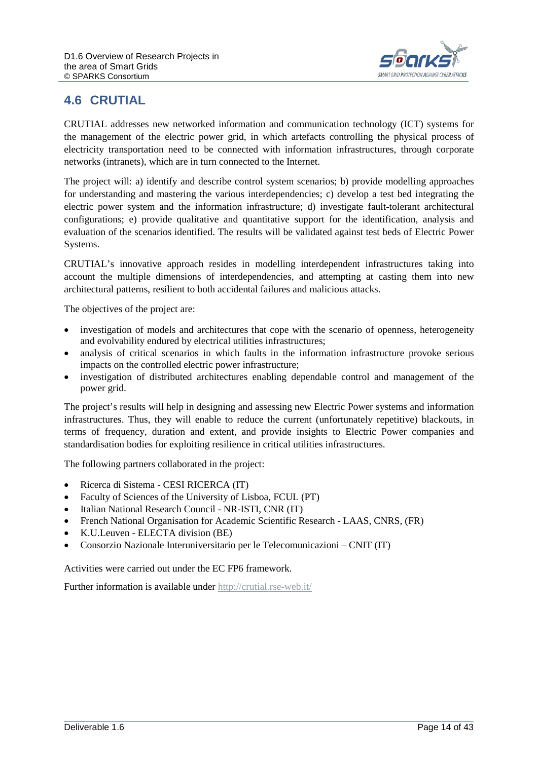## 4.6 CRUTIAL

CRUTIAL addresses new networked information and communication technology (ICT) systems for the management of the electric power grid, in which artefacts controlling the physical process of electricity transportation need to be connected with information infrastructures, through corporate networks (intranets), which are in turn connected to the Internet.

The project will: a) identify and describe control system scenarios; b) provide modelling approaches for understanding and mastering the various interdependencies; c) develop a test bed integrating the electric power system and the information infrastructure; d) investigate fault-tolerant architectural configurations; e) provide qualitative and quantitative support for the identification, analysis and evaluation of the scenarios identified. The results will be validated against test beds of Electric Power Systems.

CRUTIAL's innovative approach resides in modelling interdependent infrastructures taking into account the multiple dimensions of interdependencies, and attempting at casting them into new architectural patterns, resilient to both accidental failures and malicious attacks.

The objectives of the project are:

- investigation of models and architectures that cope with the scenario of openness, heterogeneity and evolvability endured by electrical utilities infrastructures;
- analysis of critical scenarios in which faults in the information infrastructure provoke serious impacts on the controlled electric power infrastructure;
- investigation of distributed architectures enabling dependable control and management of the power grid.

The project's results will help in designing and assessing new Electric Power systems and information infrastructures. Thus, they will enable to reduce the current (unfortunately repetitive) blackouts, in terms of frequency, duration and extent, and provide insights to Electric Power companies and standardisation bodies for exploiting resilience in critical utilities infrastructures.

The following partners collaborated in the project:

- Ricerca di Sistema - CESI RICERCA (IT)
- Faculty of Sciences of the University of Lisboa, FCUL (PT)
- Italian National Research Council - NR-ISTI, CNR (IT)
- French National Organisation for Academic Scientific Research - LAAS, CNRS, (FR)
- K.U.Leuven - ELECTA division (BE)
- Consorzio Nazionale Interuniversitario per le Telecomunicazioni – CNIT (IT)

Activities were carried out under the EC FP6 framework.

Further information is available under http://crutial.rse-web.it/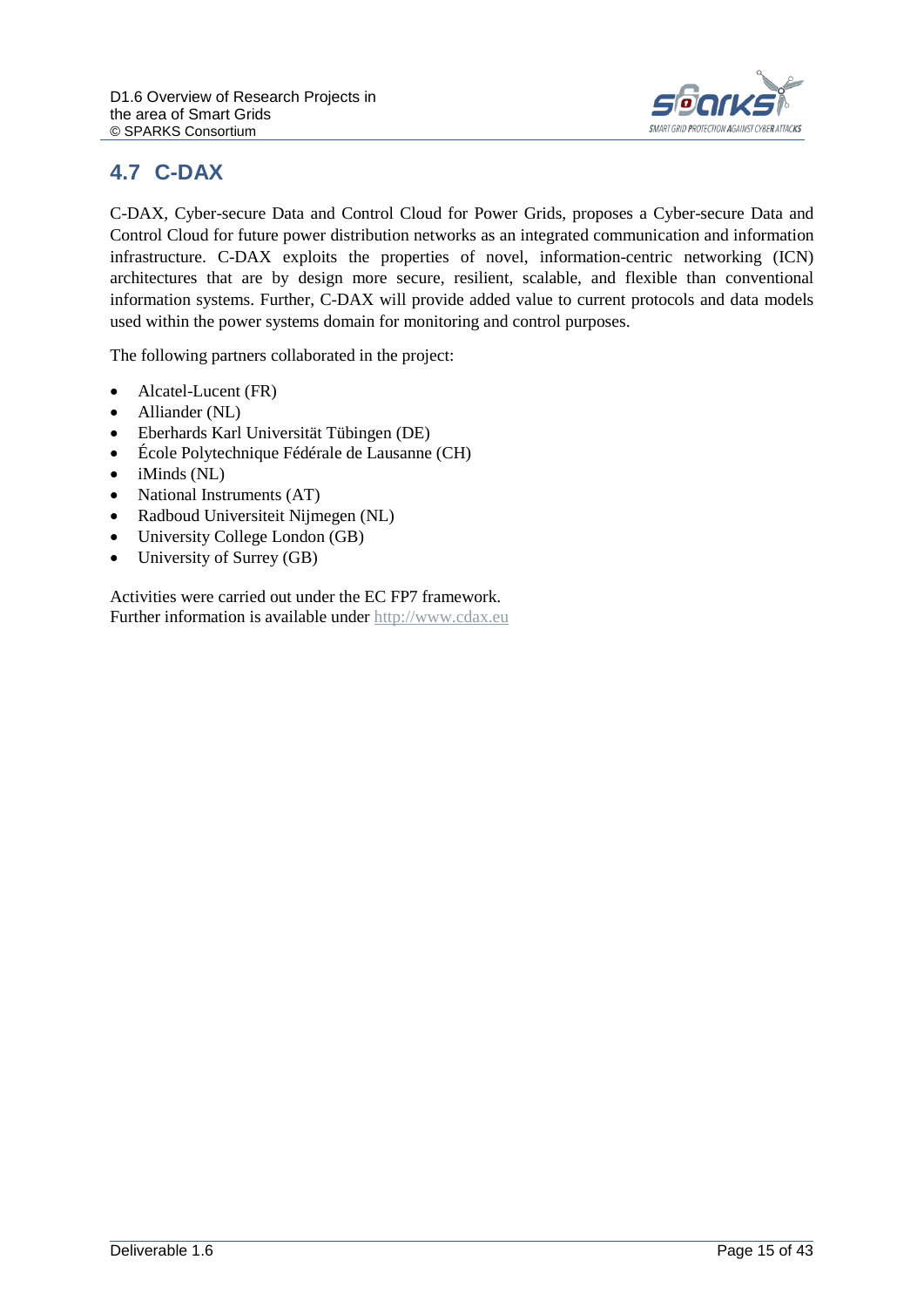## 4.7 C-DAX

C-DAX, Cyber-secure Data and Control Cloud for Power Grids, proposes a Cyber-secure Data and Control Cloud for future power distribution networks as an integrated communication and information infrastructure. C-DAX exploits the properties of novel, information-centric networking (ICN) architectures that are by design more secure, resilient, scalable, and flexible than conventional information systems. Further, C-DAX will provide added value to current protocols and data models used within the power systems domain for monitoring and control purposes.

The following partners collaborated in the project:

- Alcatel-Lucent (FR)
- Alliander (NL)
- Eberhards Karl Universität Tübingen (DE)
- École Polytechnique Fédérale de Lausanne (CH)
- iMinds (NL)
- National Instruments (AT)
- Radboud Universiteit Nijmegen (NL)
- University College London (GB)
- University of Surrey (GB)

Activities were carried out under the EC FP7 framework.
Further information is available under http://www.cdax.eu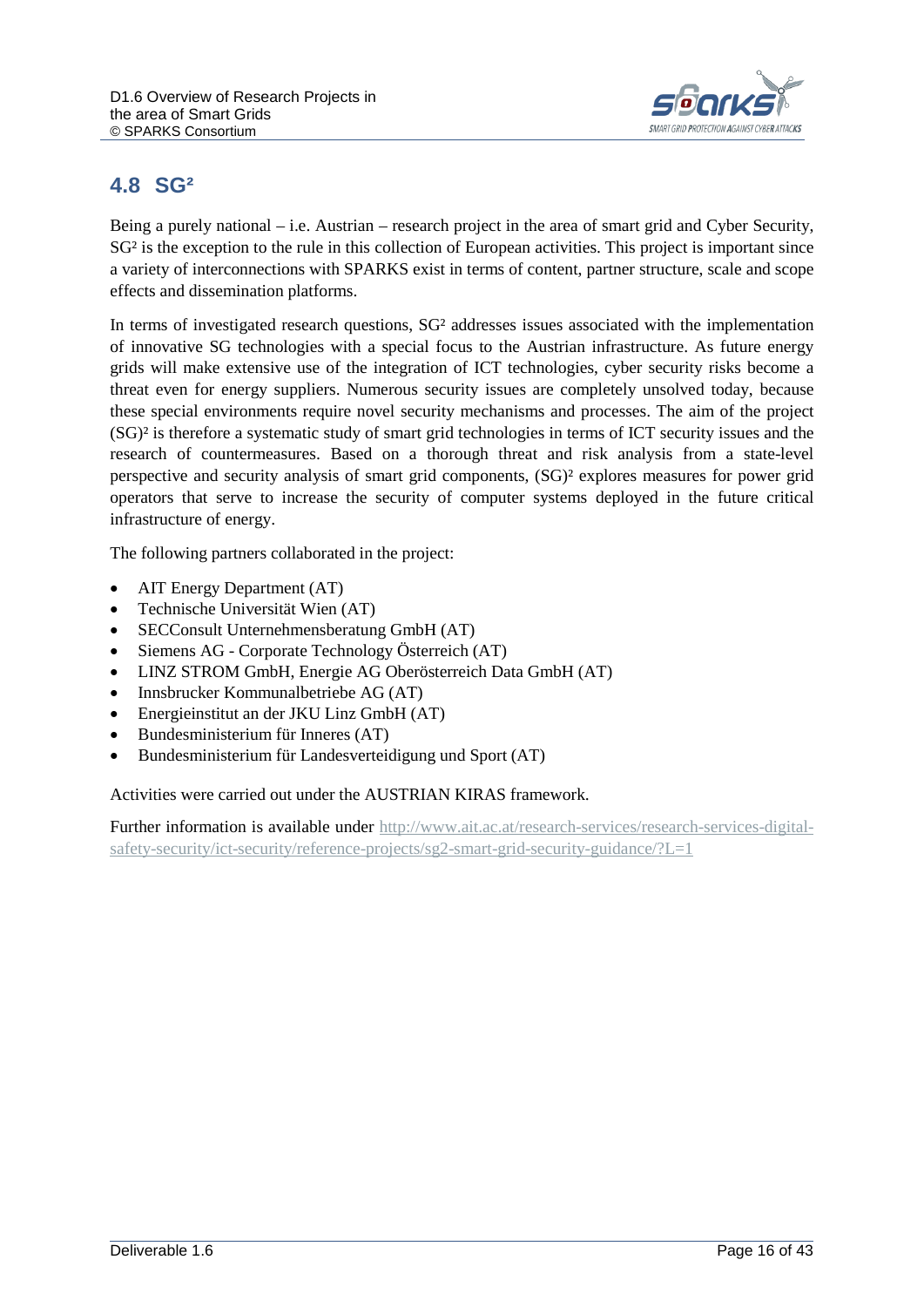## 4.8 SG²

Being a purely national – i.e. Austrian – research project in the area of smart grid and Cyber Security, SG² is the exception to the rule in this collection of European activities. This project is important since a variety of interconnections with SPARKS exist in terms of content, partner structure, scale and scope effects and dissemination platforms.

In terms of investigated research questions, SG² addresses issues associated with the implementation of innovative SG technologies with a special focus to the Austrian infrastructure. As future energy grids will make extensive use of the integration of ICT technologies, cyber security risks become a threat even for energy suppliers. Numerous security issues are completely unsolved today, because these special environments require novel security mechanisms and processes. The aim of the project (SG)² is therefore a systematic study of smart grid technologies in terms of ICT security issues and the research of countermeasures. Based on a thorough threat and risk analysis from a state-level perspective and security analysis of smart grid components, (SG)² explores measures for power grid operators that serve to increase the security of computer systems deployed in the future critical infrastructure of energy.

The following partners collaborated in the project:

- AIT Energy Department (AT)
- Technische Universität Wien (AT)
- SECConsult Unternehmensberatung GmbH (AT)
- Siemens AG - Corporate Technology Österreich (AT)
- LINZ STROM GmbH, Energie AG Oberösterreich Data GmbH (AT)
- Innsbrucker Kommunalbetriebe AG (AT)
- Energieinstitut an der JKU Linz GmbH (AT)
- Bundesministerium für Inneres (AT)
- Bundesministerium für Landesverteidigung und Sport (AT)

Activities were carried out under the AUSTRIAN KIRAS framework.

Further information is available under http://www.ait.ac.at/research-services/research-services-digital-safety-security/ict-security/reference-projects/sg2-smart-grid-security-guidance/?L=1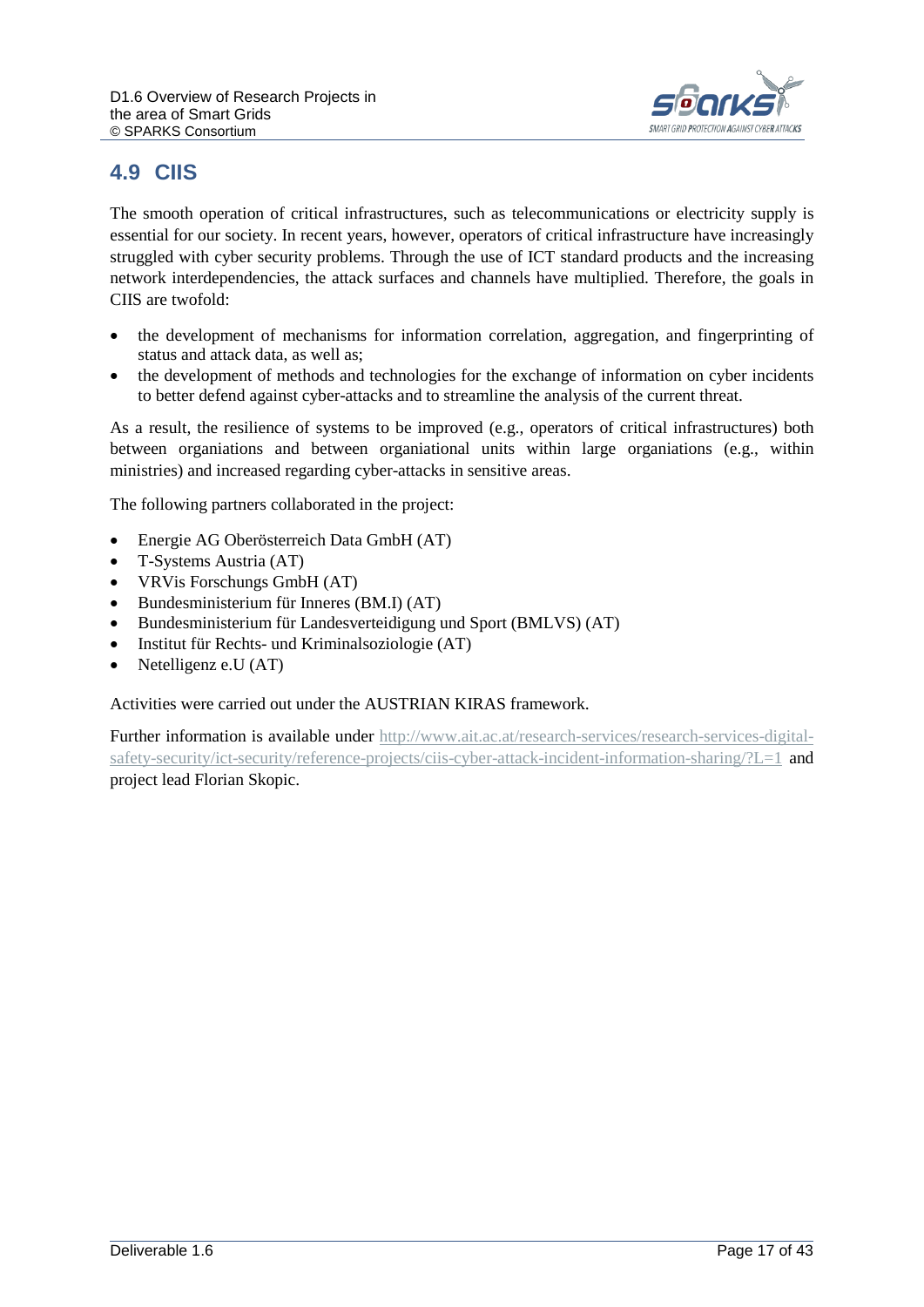## 4.9 CIIS

The smooth operation of critical infrastructures, such as telecommunications or electricity supply is essential for our society. In recent years, however, operators of critical infrastructure have increasingly struggled with cyber security problems. Through the use of ICT standard products and the increasing network interdependencies, the attack surfaces and channels have multiplied. Therefore, the goals in CIIS are twofold:

- the development of mechanisms for information correlation, aggregation, and fingerprinting of status and attack data, as well as;
- the development of methods and technologies for the exchange of information on cyber incidents to better defend against cyber-attacks and to streamline the analysis of the current threat.

As a result, the resilience of systems to be improved (e.g., operators of critical infrastructures) both between organiations and between organiational units within large organiations (e.g., within ministries) and increased regarding cyber-attacks in sensitive areas.

The following partners collaborated in the project:

- Energie AG Oberösterreich Data GmbH (AT)
- T-Systems Austria (AT)
- VRVis Forschungs GmbH (AT)
- Bundesministerium für Inneres (BM.I) (AT)
- Bundesministerium für Landesverteidigung und Sport (BMLVS) (AT)
- Institut für Rechts- und Kriminalsoziologie (AT)
- Netelligenz e.U (AT)

Activities were carried out under the AUSTRIAN KIRAS framework.

Further information is available under http://www.ait.ac.at/research-services/research-services-digital-safety-security/ict-security/reference-projects/ciis-cyber-attack-incident-information-sharing/?L=1 and project lead Florian Skopic.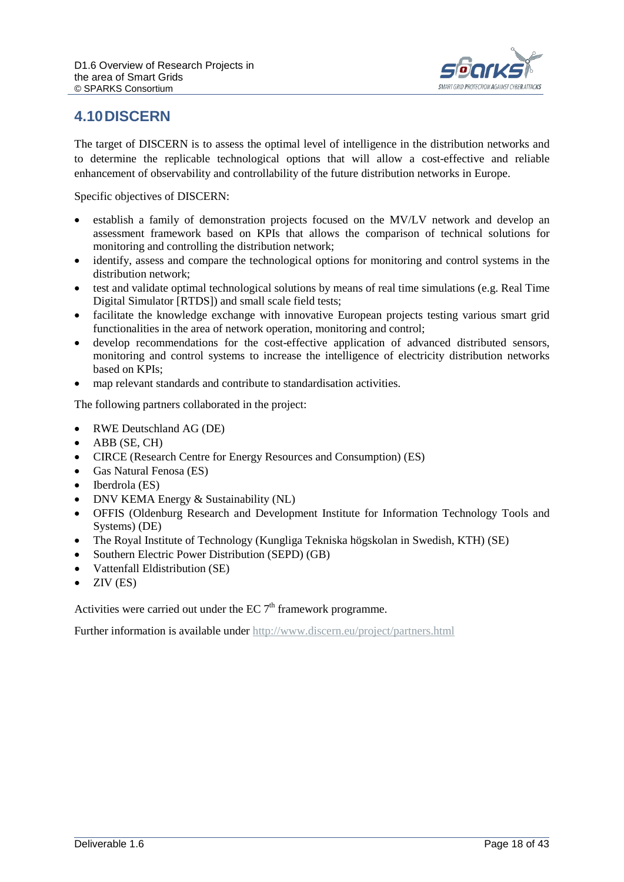## 4.10 DISCERN

The target of DISCERN is to assess the optimal level of intelligence in the distribution networks and to determine the replicable technological options that will allow a cost-effective and reliable enhancement of observability and controllability of the future distribution networks in Europe.

Specific objectives of DISCERN:

- establish a family of demonstration projects focused on the MV/LV network and develop an assessment framework based on KPIs that allows the comparison of technical solutions for monitoring and controlling the distribution network;
- identify, assess and compare the technological options for monitoring and control systems in the distribution network;
- test and validate optimal technological solutions by means of real time simulations (e.g. Real Time Digital Simulator [RTDS]) and small scale field tests;
- facilitate the knowledge exchange with innovative European projects testing various smart grid functionalities in the area of network operation, monitoring and control;
- develop recommendations for the cost-effective application of advanced distributed sensors, monitoring and control systems to increase the intelligence of electricity distribution networks based on KPIs;
- map relevant standards and contribute to standardisation activities.

The following partners collaborated in the project:

- RWE Deutschland AG (DE)
- ABB (SE, CH)
- CIRCE (Research Centre for Energy Resources and Consumption) (ES)
- Gas Natural Fenosa (ES)
- Iberdrola (ES)
- DNV KEMA Energy & Sustainability (NL)
- OFFIS (Oldenburg Research and Development Institute for Information Technology Tools and Systems) (DE)
- The Royal Institute of Technology (Kungliga Tekniska högskolan in Swedish, KTH) (SE)
- Southern Electric Power Distribution (SEPD) (GB)
- Vattenfall Eldistribution (SE)
- ZIV (ES)

Activities were carried out under the EC 7$^{th}$ framework programme.

Further information is available under http://www.discern.eu/project/partners.html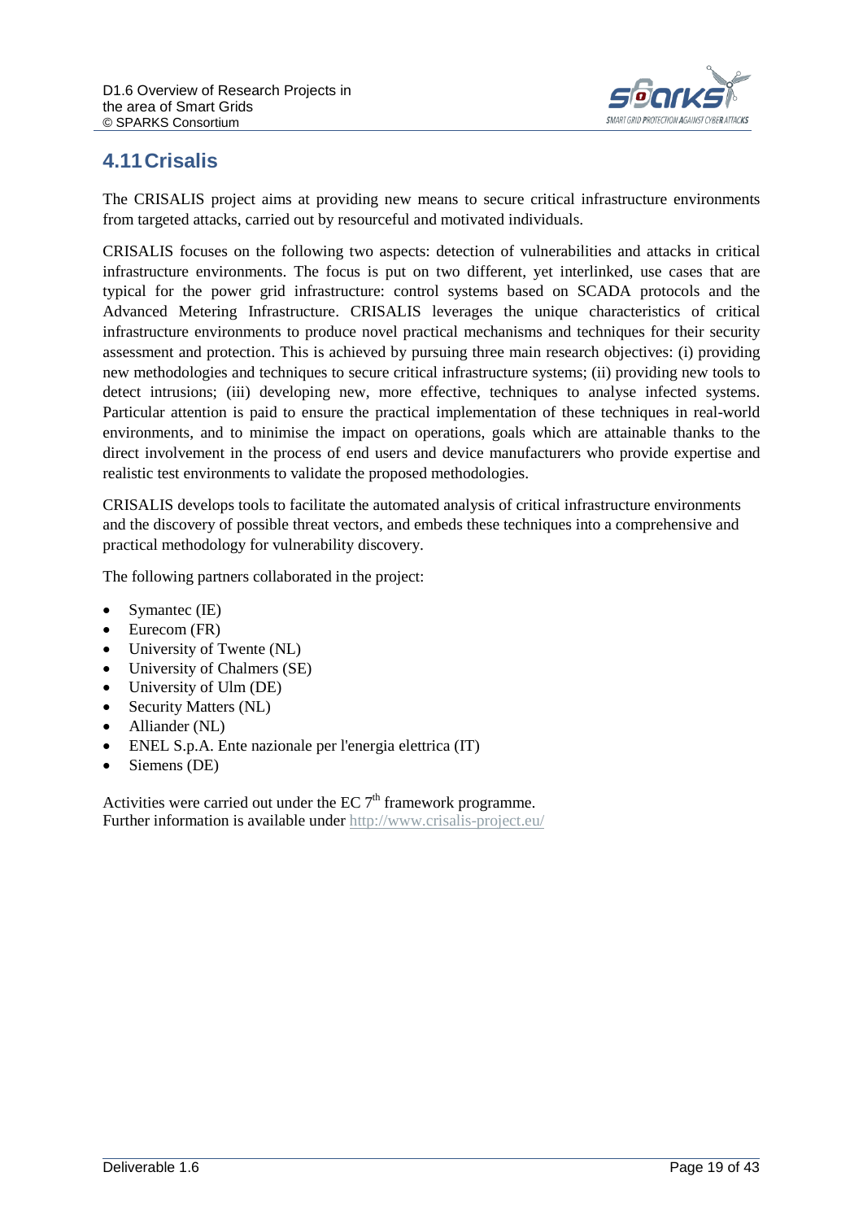## 4.11 Crisalis

The CRISALIS project aims at providing new means to secure critical infrastructure environments from targeted attacks, carried out by resourceful and motivated individuals.

CRISALIS focuses on the following two aspects: detection of vulnerabilities and attacks in critical infrastructure environments. The focus is put on two different, yet interlinked, use cases that are typical for the power grid infrastructure: control systems based on SCADA protocols and the Advanced Metering Infrastructure. CRISALIS leverages the unique characteristics of critical infrastructure environments to produce novel practical mechanisms and techniques for their security assessment and protection. This is achieved by pursuing three main research objectives: (i) providing new methodologies and techniques to secure critical infrastructure systems; (ii) providing new tools to detect intrusions; (iii) developing new, more effective, techniques to analyse infected systems. Particular attention is paid to ensure the practical implementation of these techniques in real-world environments, and to minimise the impact on operations, goals which are attainable thanks to the direct involvement in the process of end users and device manufacturers who provide expertise and realistic test environments to validate the proposed methodologies.

CRISALIS develops tools to facilitate the automated analysis of critical infrastructure environments and the discovery of possible threat vectors, and embeds these techniques into a comprehensive and practical methodology for vulnerability discovery.

The following partners collaborated in the project:

- Symantec (IE)
- Eurecom (FR)
- University of Twente (NL)
- University of Chalmers (SE)
- University of Ulm (DE)
- Security Matters (NL)
- Alliander (NL)
- ENEL S.p.A. Ente nazionale per l'energia elettrica (IT)
- Siemens (DE)

Activities were carried out under the EC 7th framework programme.
Further information is available under http://www.crisalis-project.eu/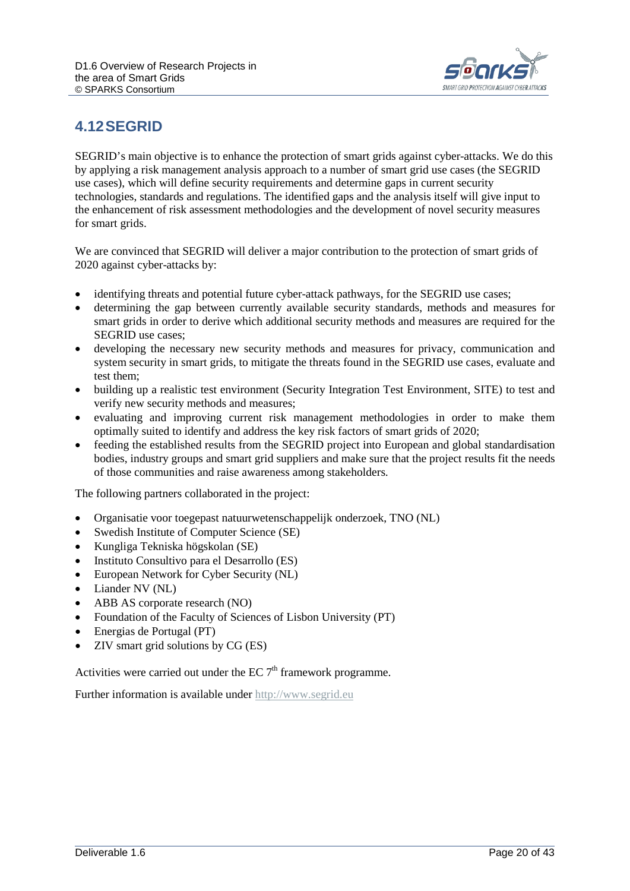## 4.12 SEGRID

SEGRID's main objective is to enhance the protection of smart grids against cyber-attacks. We do this by applying a risk management analysis approach to a number of smart grid use cases (the SEGRID use cases), which will define security requirements and determine gaps in current security technologies, standards and regulations. The identified gaps and the analysis itself will give input to the enhancement of risk assessment methodologies and the development of novel security measures for smart grids.

We are convinced that SEGRID will deliver a major contribution to the protection of smart grids of 2020 against cyber-attacks by:

- identifying threats and potential future cyber-attack pathways, for the SEGRID use cases;
- determining the gap between currently available security standards, methods and measures for smart grids in order to derive which additional security methods and measures are required for the SEGRID use cases;
- developing the necessary new security methods and measures for privacy, communication and system security in smart grids, to mitigate the threats found in the SEGRID use cases, evaluate and test them;
- building up a realistic test environment (Security Integration Test Environment, SITE) to test and verify new security methods and measures;
- evaluating and improving current risk management methodologies in order to make them optimally suited to identify and address the key risk factors of smart grids of 2020;
- feeding the established results from the SEGRID project into European and global standardisation bodies, industry groups and smart grid suppliers and make sure that the project results fit the needs of those communities and raise awareness among stakeholders.

The following partners collaborated in the project:

- Organisatie voor toegepast natuurwetenschappelijk onderzoek, TNO (NL)
- Swedish Institute of Computer Science (SE)
- Kungliga Tekniska högskolan (SE)
- Instituto Consultivo para el Desarrollo (ES)
- European Network for Cyber Security (NL)
- Liander NV (NL)
- ABB AS corporate research (NO)
- Foundation of the Faculty of Sciences of Lisbon University (PT)
- Energias de Portugal (PT)
- ZIV smart grid solutions by CG (ES)

Activities were carried out under the EC 7$^{th}$ framework programme.

Further information is available under http://www.segrid.eu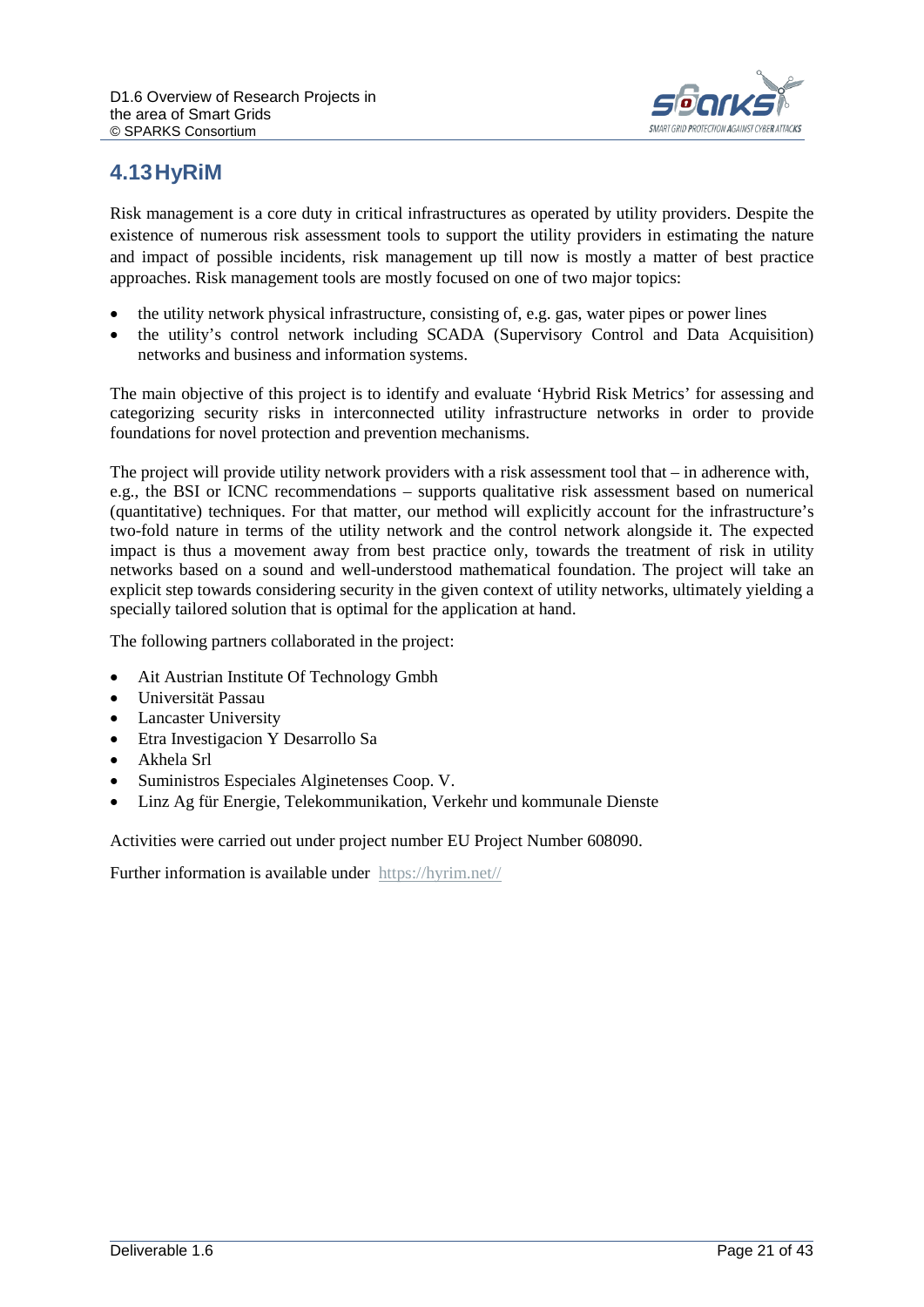## 4.13 HyRiM

Risk management is a core duty in critical infrastructures as operated by utility providers. Despite the existence of numerous risk assessment tools to support the utility providers in estimating the nature and impact of possible incidents, risk management up till now is mostly a matter of best practice approaches. Risk management tools are mostly focused on one of two major topics:

- the utility network physical infrastructure, consisting of, e.g. gas, water pipes or power lines
- the utility's control network including SCADA (Supervisory Control and Data Acquisition) networks and business and information systems.

The main objective of this project is to identify and evaluate 'Hybrid Risk Metrics' for assessing and categorizing security risks in interconnected utility infrastructure networks in order to provide foundations for novel protection and prevention mechanisms.

The project will provide utility network providers with a risk assessment tool that – in adherence with, e.g., the BSI or ICNC recommendations – supports qualitative risk assessment based on numerical (quantitative) techniques. For that matter, our method will explicitly account for the infrastructure's two-fold nature in terms of the utility network and the control network alongside it. The expected impact is thus a movement away from best practice only, towards the treatment of risk in utility networks based on a sound and well-understood mathematical foundation. The project will take an explicit step towards considering security in the given context of utility networks, ultimately yielding a specially tailored solution that is optimal for the application at hand.

The following partners collaborated in the project:

- Ait Austrian Institute Of Technology Gmbh
- Universität Passau
- Lancaster University
- Etra Investigacion Y Desarrollo Sa
- Akhela Srl
- Suministros Especiales Alginetenses Coop. V.
- Linz Ag für Energie, Telekommunikation, Verkehr und kommunale Dienste

Activities were carried out under project number EU Project Number 608090.

Further information is available under https://hyrim.net//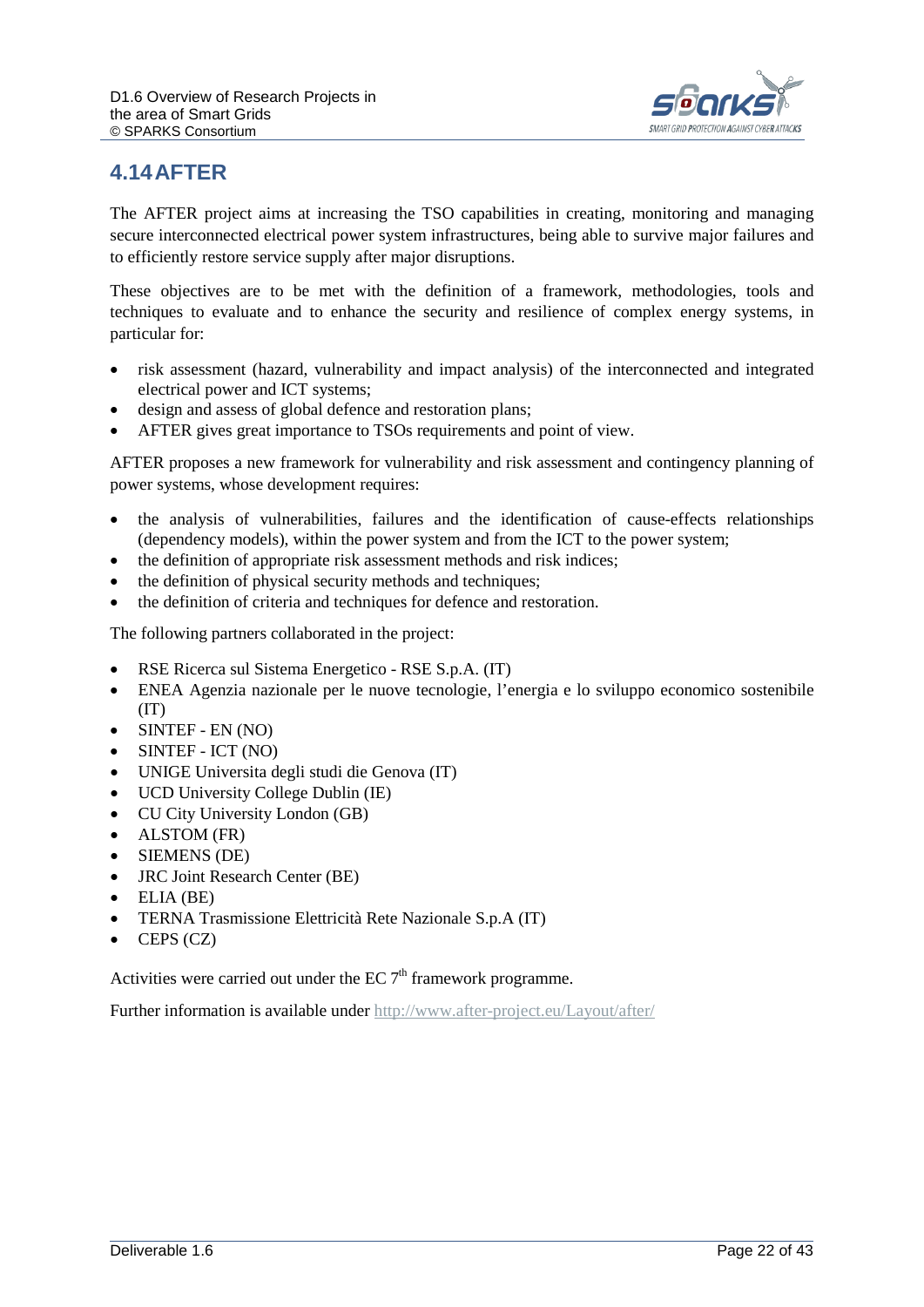## 4.14 AFTER

The AFTER project aims at increasing the TSO capabilities in creating, monitoring and managing secure interconnected electrical power system infrastructures, being able to survive major failures and to efficiently restore service supply after major disruptions.

These objectives are to be met with the definition of a framework, methodologies, tools and techniques to evaluate and to enhance the security and resilience of complex energy systems, in particular for:

- risk assessment (hazard, vulnerability and impact analysis) of the interconnected and integrated electrical power and ICT systems;
- design and assess of global defence and restoration plans;
- AFTER gives great importance to TSOs requirements and point of view.

AFTER proposes a new framework for vulnerability and risk assessment and contingency planning of power systems, whose development requires:

- the analysis of vulnerabilities, failures and the identification of cause-effects relationships (dependency models), within the power system and from the ICT to the power system;
- the definition of appropriate risk assessment methods and risk indices;
- the definition of physical security methods and techniques;
- the definition of criteria and techniques for defence and restoration.

The following partners collaborated in the project:

- RSE Ricerca sul Sistema Energetico - RSE S.p.A. (IT)
- ENEA Agenzia nazionale per le nuove tecnologie, l'energia e lo sviluppo economico sostenibile (IT)
- SINTEF - EN (NO)
- SINTEF - ICT (NO)
- UNIGE Universita degli studi die Genova (IT)
- UCD University College Dublin (IE)
- CU City University London (GB)
- ALSTOM (FR)
- SIEMENS (DE)
- JRC Joint Research Center (BE)
- ELIA (BE)
- TERNA Trasmissione Elettricità Rete Nazionale S.p.A (IT)
- CEPS (CZ)

Activities were carried out under the EC 7th framework programme.

Further information is available under http://www.after-project.eu/Layout/after/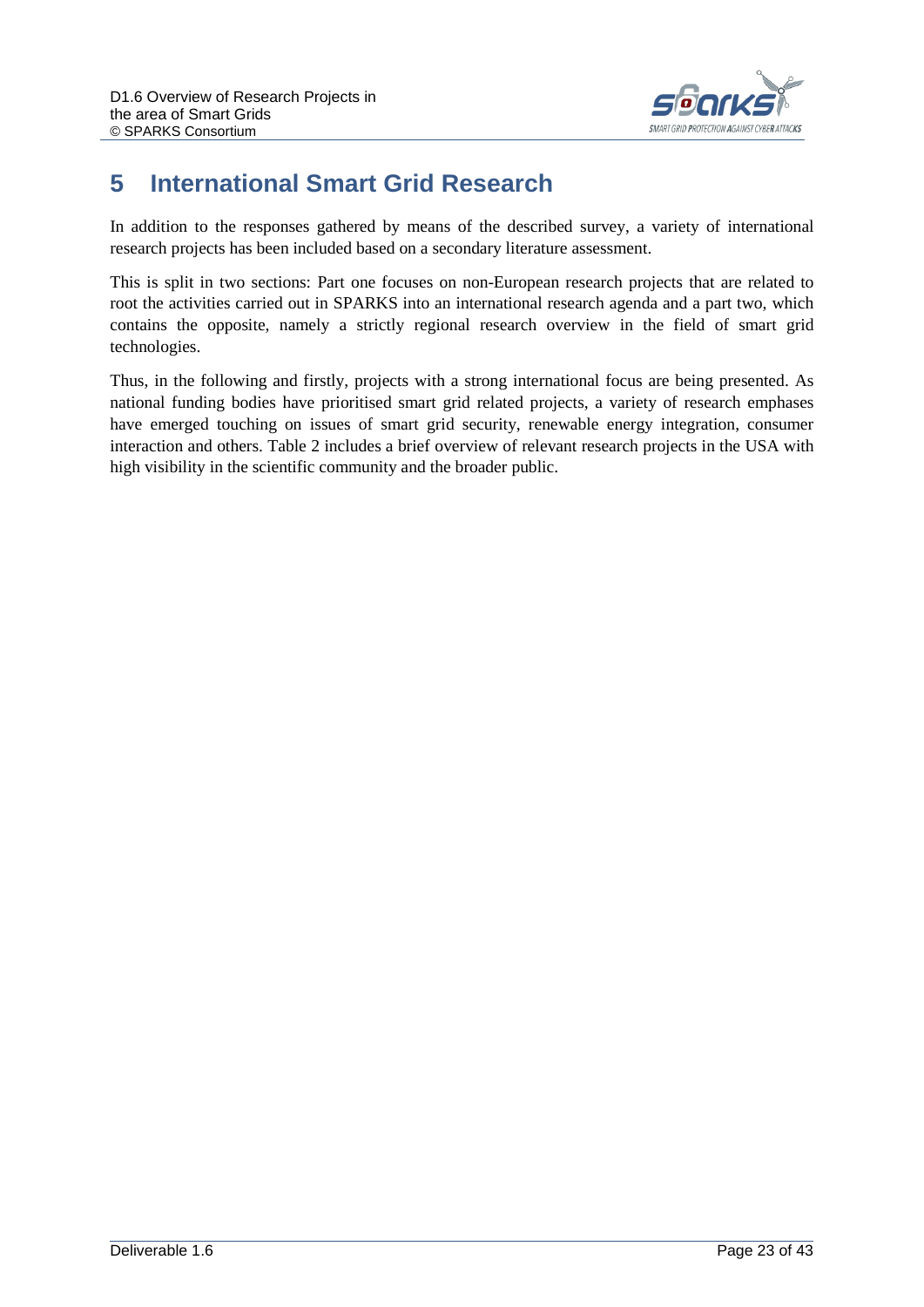# 5 International Smart Grid Research

In addition to the responses gathered by means of the described survey, a variety of international research projects has been included based on a secondary literature assessment.

This is split in two sections: Part one focuses on non-European research projects that are related to root the activities carried out in SPARKS into an international research agenda and a part two, which contains the opposite, namely a strictly regional research overview in the field of smart grid technologies.

Thus, in the following and firstly, projects with a strong international focus are being presented. As national funding bodies have prioritised smart grid related projects, a variety of research emphases have emerged touching on issues of smart grid security, renewable energy integration, consumer interaction and others. Table 2 includes a brief overview of relevant research projects in the USA with high visibility in the scientific community and the broader public.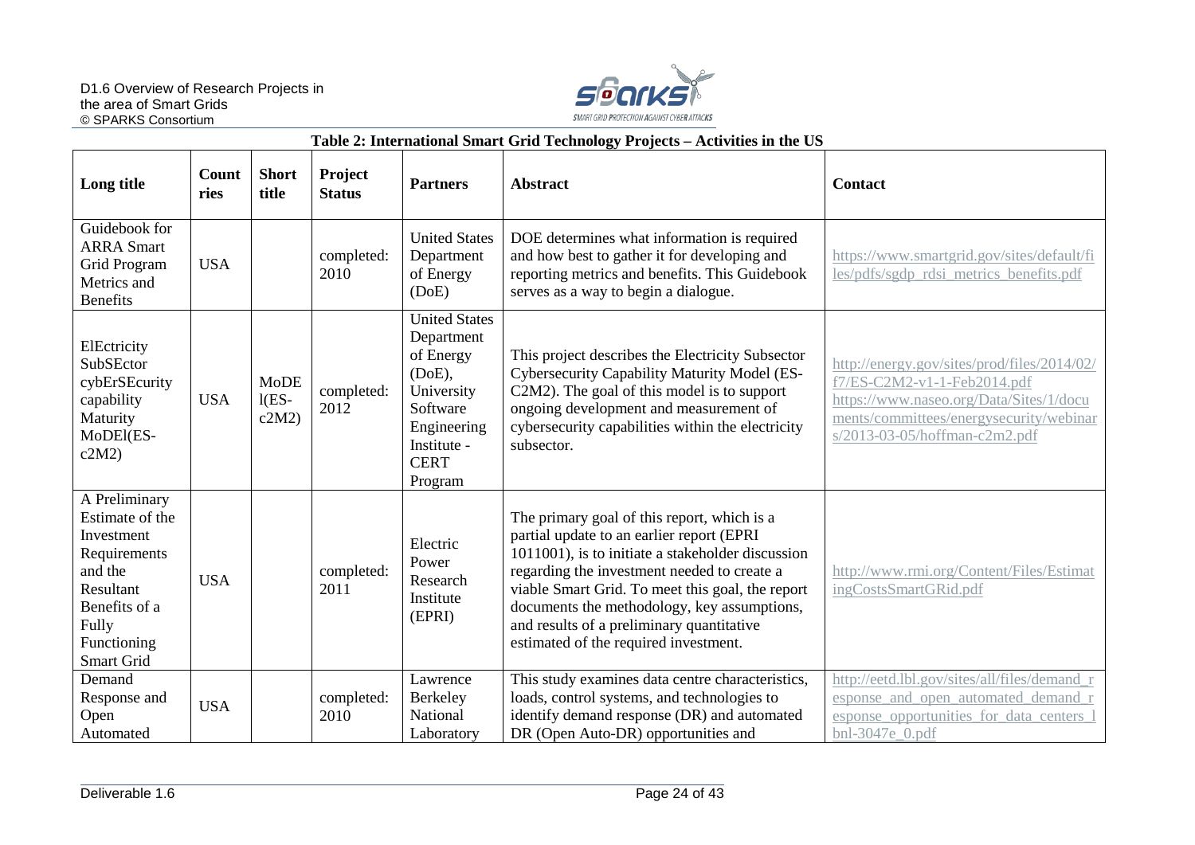**Table 2: International Smart Grid Technology Projects – Activities in the US**

| Long title | Countries | Short title | Project Status | Partners | Abstract | Contact |
|---|---|---|---|---|---|---|
| Guidebook for ARRA Smart Grid Program Metrics and Benefits | USA | | completed: 2010 | United States Department of Energy (DoE) | DOE determines what information is required and how best to gather it for developing and reporting metrics and benefits. This Guidebook serves as a way to begin a dialogue. | https://www.smartgrid.gov/sites/default/files/pdfs/sgdp_rdsi_metrics_benefits.pdf |
| ElEctricity SubSEctor cybErSEcurity capability Maturity MoDEl(ES-c2M2) | USA | MoDEl(ES-c2M2) | completed: 2012 | United States Department of Energy (DoE), University Software Engineering Institute - CERT Program | This project describes the Electricity Subsector Cybersecurity Capability Maturity Model (ES-C2M2). The goal of this model is to support ongoing development and measurement of cybersecurity capabilities within the electricity subsector. | http://energy.gov/sites/prod/files/2014/02/f7/ES-C2M2-v1-1-Feb2014.pdf https://www.naseo.org/Data/Sites/1/documents/committees/energysecurity/webinars/2013-03-05/hoffman-c2m2.pdf |
| A Preliminary Estimate of the Investment Requirements and the Resultant Benefits of a Fully Functioning Smart Grid | USA | | completed: 2011 | Electric Power Research Institute (EPRI) | The primary goal of this report, which is a partial update to an earlier report (EPRI 1011001), is to initiate a stakeholder discussion regarding the investment needed to create a viable Smart Grid. To meet this goal, the report documents the methodology, key assumptions, and results of a preliminary quantitative estimated of the required investment. | http://www.rmi.org/Content/Files/EstimatingCostsSmartGRid.pdf |
| Demand Response and Open Automated | USA | | completed: 2010 | Lawrence Berkeley National Laboratory | This study examines data centre characteristics, loads, control systems, and technologies to identify demand response (DR) and automated DR (Open Auto-DR) opportunities and | http://eetd.lbl.gov/sites/all/files/demand_response_and_open_automated_demand_response_opportunities_for_data_centers_lbnl-3047e_0.pdf |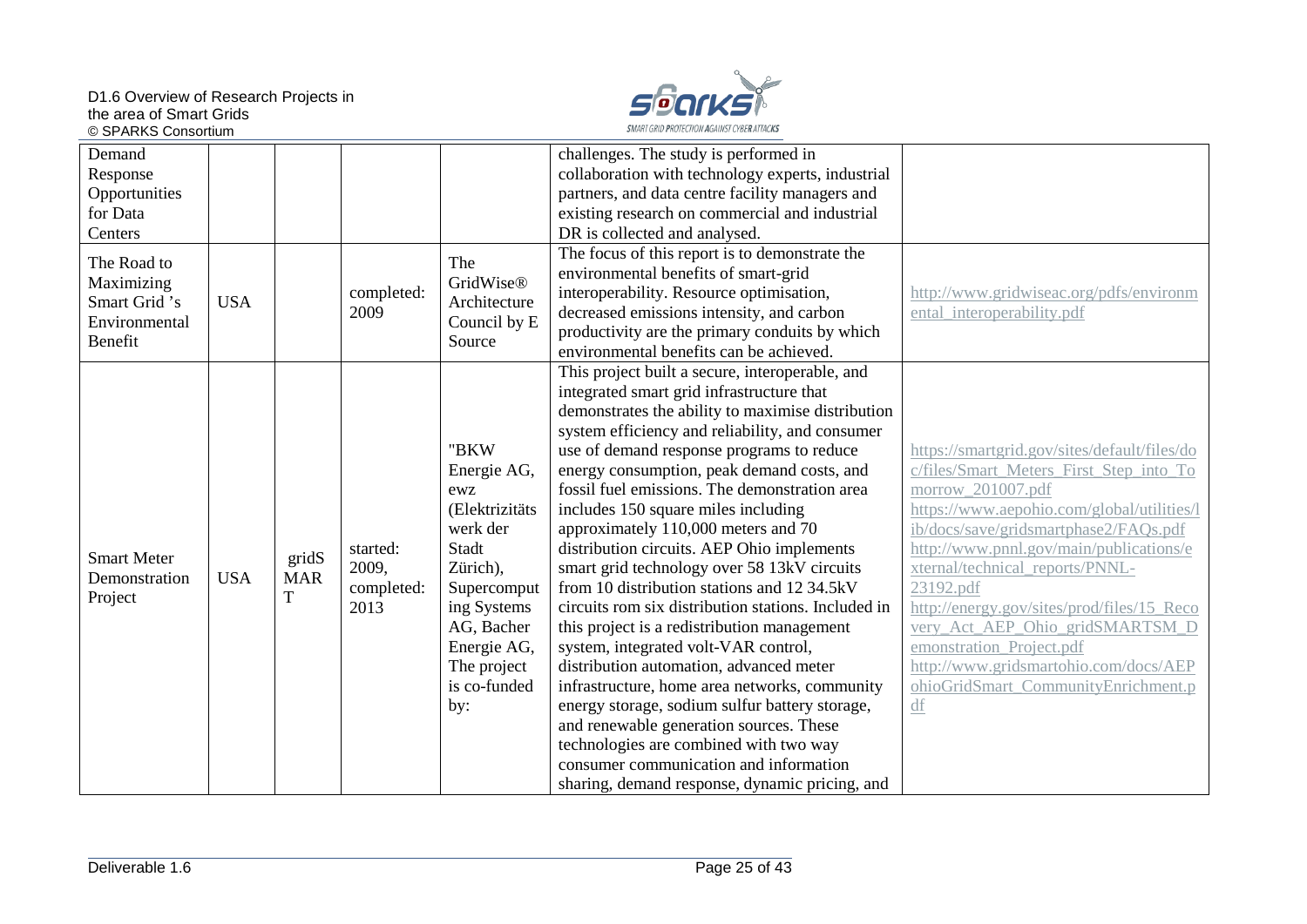| Demand Response Opportunities for Data Centers | | | | | challenges. The study is performed in collaboration with technology experts, industrial partners, and data centre facility managers and existing research on commercial and industrial DR is collected and analysed. | |
|---|---|---|---|---|---|---|
| The Road to Maximizing Smart Grid 's Environmental Benefit | USA | | completed: 2009 | The GridWise® Architecture Council by E Source | The focus of this report is to demonstrate the environmental benefits of smart-grid interoperability. Resource optimisation, decreased emissions intensity, and carbon productivity are the primary conduits by which environmental benefits can be achieved. | http://www.gridwiseac.org/pdfs/environmental_interoperability.pdf |
| Smart Meter Demonstration Project | USA | gridSMART | started: 2009, completed: 2013 | "BKW Energie AG, ewz (Elektrizitätswerk der Stadt Zürich), Supercomputing Systems AG, Bacher Energie AG, The project is co-funded by: | This project built a secure, interoperable, and integrated smart grid infrastructure that demonstrates the ability to maximise distribution system efficiency and reliability, and consumer use of demand response programs to reduce energy consumption, peak demand costs, and fossil fuel emissions. The demonstration area includes 150 square miles including approximately 110,000 meters and 70 distribution circuits. AEP Ohio implements smart grid technology over 58 13kV circuits from 10 distribution stations and 12 34.5kV circuits rom six distribution stations. Included in this project is a redistribution management system, integrated volt-VAR control, distribution automation, advanced meter infrastructure, home area networks, community energy storage, sodium sulfur battery storage, and renewable generation sources. These technologies are combined with two way consumer communication and information sharing, demand response, dynamic pricing, and | https://smartgrid.gov/sites/default/files/doc/files/Smart_Meters_First_Step_into_Tomorrow_201007.pdf https://www.aepohio.com/global/utilities/lib/docs/save/gridsmartphase2/FAQs.pdf http://www.pnnl.gov/main/publications/external/technical_reports/PNNL-23192.pdf http://energy.gov/sites/prod/files/15_Recovery_Act_AEP_Ohio_gridSMARTSM_Demonstration_Project.pdf http://www.gridsmartohio.com/docs/AEPohioGridSmart_CommunityEnrichment.pdf |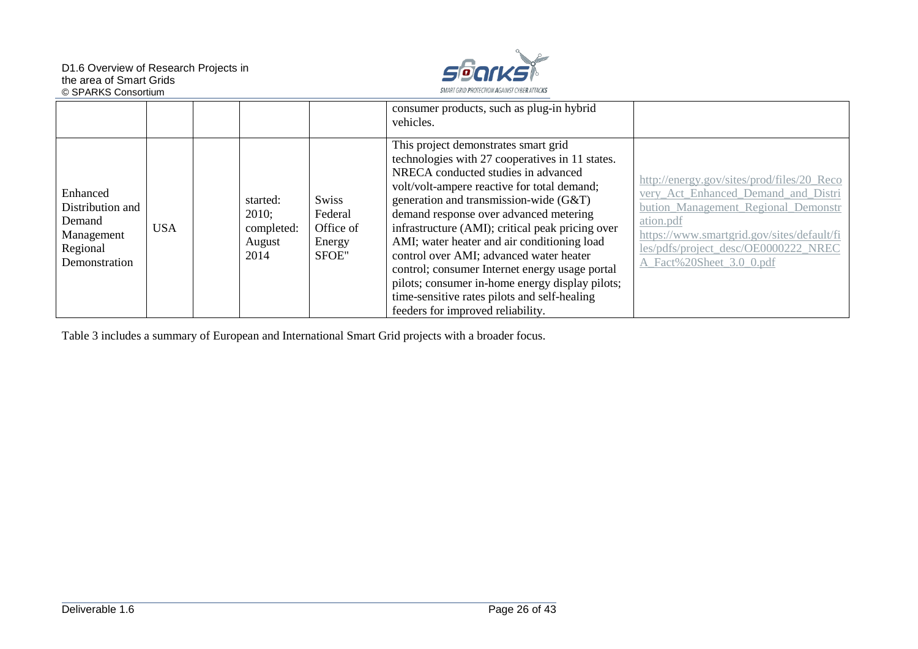| | | | | | | |
|---|---|---|---|---|---|---|
| | | | | | consumer products, such as plug-in hybrid vehicles. | |
| Enhanced Distribution and Demand Management Regional Demonstration | USA | | started: 2010; completed: August 2014 | Swiss Federal Office of Energy SFOE" | This project demonstrates smart grid technologies with 27 cooperatives in 11 states. NRECA conducted studies in advanced volt/volt-ampere reactive for total demand; generation and transmission-wide (G&T) demand response over advanced metering infrastructure (AMI); critical peak pricing over AMI; water heater and air conditioning load control over AMI; advanced water heater control; consumer Internet energy usage portal pilots; consumer in-home energy display pilots; time-sensitive rates pilots and self-healing feeders for improved reliability. | http://energy.gov/sites/prod/files/20_Recovery_Act_Enhanced_Demand_and_Distribution_Management_Regional_Demonstration.pdf https://www.smartgrid.gov/sites/default/files/pdfs/project_desc/OE0000222_NRECA_Fact%20Sheet_3.0_0.pdf |

Table 3 includes a summary of European and International Smart Grid projects with a broader focus.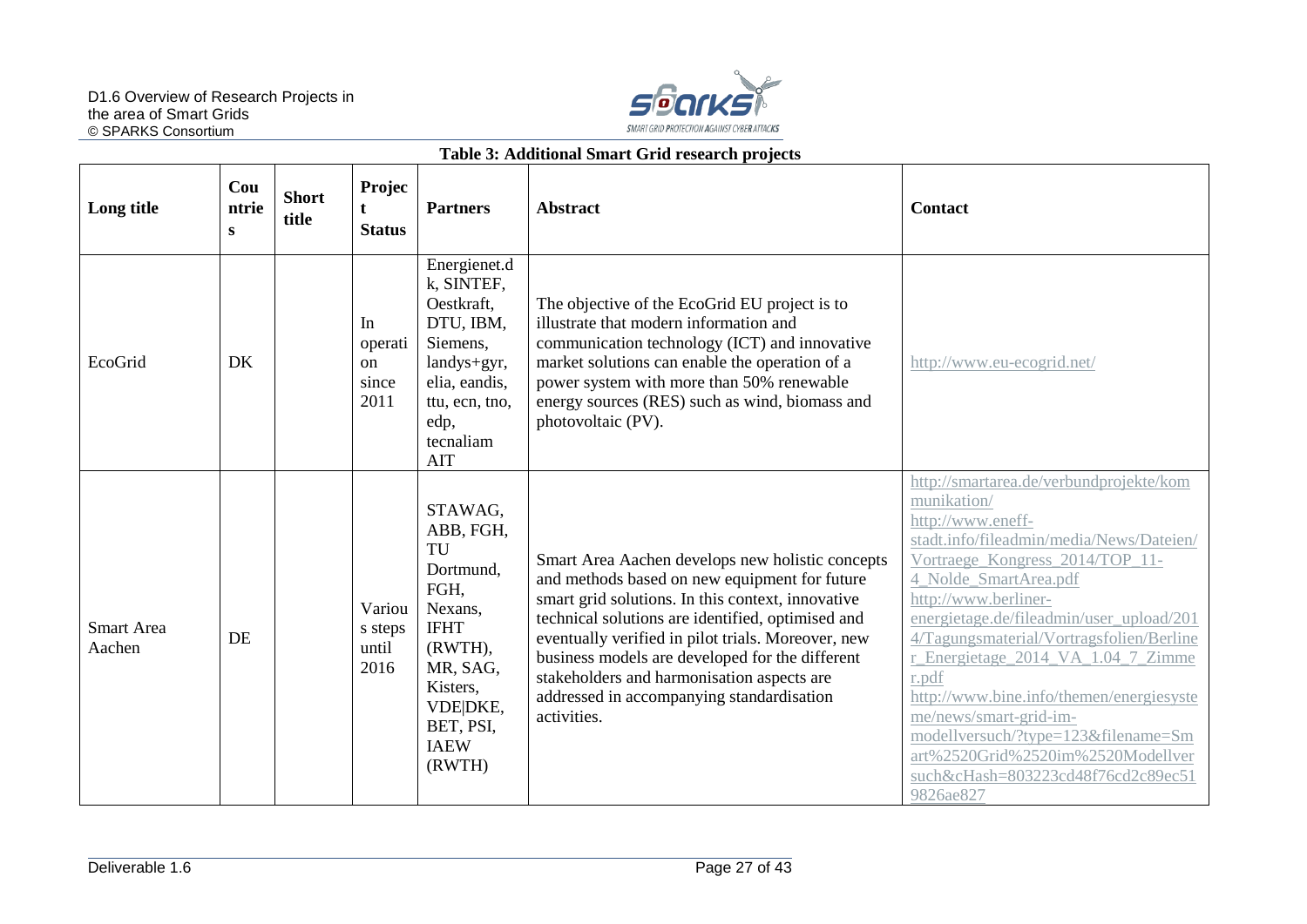**Table 3: Additional Smart Grid research projects**

| Long title | Countries | Short title | Project Status | Partners | Abstract | Contact |
|---|---|---|---|---|---|---|
| EcoGrid | DK | | In operation since 2011 | Energienet.dk, SINTEF, Oestkraft, DTU, IBM, Siemens, landys+gyr, elia, eandis, ttu, ecn, tno, edp, tecnaliam AIT | The objective of the EcoGrid EU project is to illustrate that modern information and communication technology (ICT) and innovative market solutions can enable the operation of a power system with more than 50% renewable energy sources (RES) such as wind, biomass and photovoltaic (PV). | http://www.eu-ecogrid.net/ |
| Smart Area Aachen | DE | | Various steps until 2016 | STAWAG, ABB, FGH, TU Dortmund, FGH, Nexans, IFHT (RWTH), MR, SAG, Kisters, VDE\|DKE, BET, PSI, IAEW (RWTH) | Smart Area Aachen develops new holistic concepts and methods based on new equipment for future smart grid solutions. In this context, innovative technical solutions are identified, optimised and eventually verified in pilot trials. Moreover, new business models are developed for the different stakeholders and harmonisation aspects are addressed in accompanying standardisation activities. | http://smartarea.de/verbundprojekte/kommunikation/ http://www.eneff-stadt.info/fileadmin/media/News/Dateien/Vortraege_Kongress_2014/TOP_11-4_Nolde_SmartArea.pdf http://www.berliner-energietage.de/fileadmin/user_upload/2014/Tagungsmaterial/Vortragsfolien/Berliner_Energietage_2014_VA_1.04_7_Zimmer.pdf http://www.bine.info/themen/energiesysteme/news/smart-grid-im-modellversuch/?type=123&filename=Smart%2520Grid%2520im%2520Modellversuch&cHash=803223cd48f76cd2c89ec519826ae827 |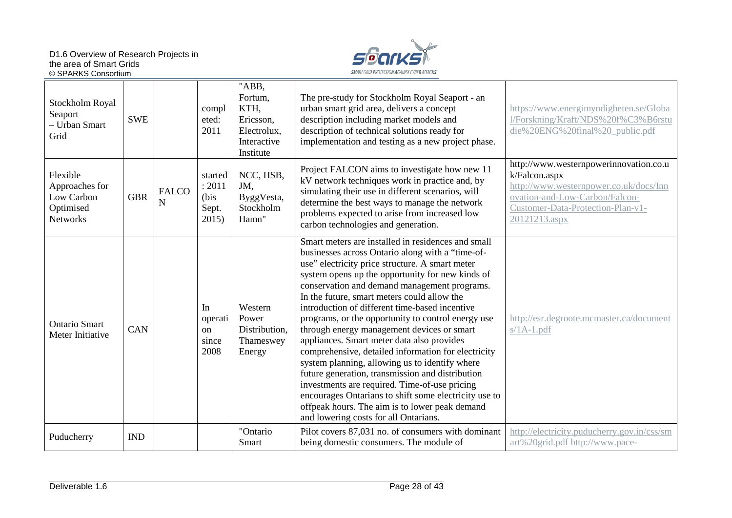| | | | | | | |
|---|---|---|---|---|---|---|
| Stockholm Royal Seaport – Urban Smart Grid | SWE | | completed: 2011 | "ABB, Fortum, KTH, Ericsson, Electrolux, Interactive Institute | The pre-study for Stockholm Royal Seaport - an urban smart grid area, delivers a concept description including market models and description of technical solutions ready for implementation and testing as a new project phase. | https://www.energimyndigheten.se/Global/Forskning/Kraft/NDS%20f%C3%B6rstudie%20ENG%20final%20_public.pdf |
| Flexible Approaches for Low Carbon Optimised Networks | GBR | FALCON | started: 2011 (bis Sept. 2015) | NCC, HSB, JM, ByggVesta, Stockholm Hamn" | Project FALCON aims to investigate how new 11 kV network techniques work in practice and, by simulating their use in different scenarios, will determine the best ways to manage the network problems expected to arise from increased low carbon technologies and generation. | http://www.westernpowerinnovation.co.uk/Falcon.aspx http://www.westernpower.co.uk/docs/Innovation-and-Low-Carbon/Falcon-Customer-Data-Protection-Plan-v1-20121213.aspx |
| Ontario Smart Meter Initiative | CAN | | In operation since 2008 | Western Power Distribution, Thameswey Energy | Smart meters are installed in residences and small businesses across Ontario along with a "time-of-use" electricity price structure. A smart meter system opens up the opportunity for new kinds of conservation and demand management programs. In the future, smart meters could allow the introduction of different time-based incentive programs, or the opportunity to control energy use through energy management devices or smart appliances. Smart meter data also provides comprehensive, detailed information for electricity system planning, allowing us to identify where future generation, transmission and distribution investments are required. Time-of-use pricing encourages Ontarians to shift some electricity use to offpeak hours. The aim is to lower peak demand and lowering costs for all Ontarians. | http://esr.degroote.mcmaster.ca/documents/1A-1.pdf |
| Puducherry | IND | | | "Ontario Smart | Pilot covers 87,031 no. of consumers with dominant being domestic consumers. The module of | http://electricity.puducherry.gov.in/css/smart%20grid.pdf http://www.pace- |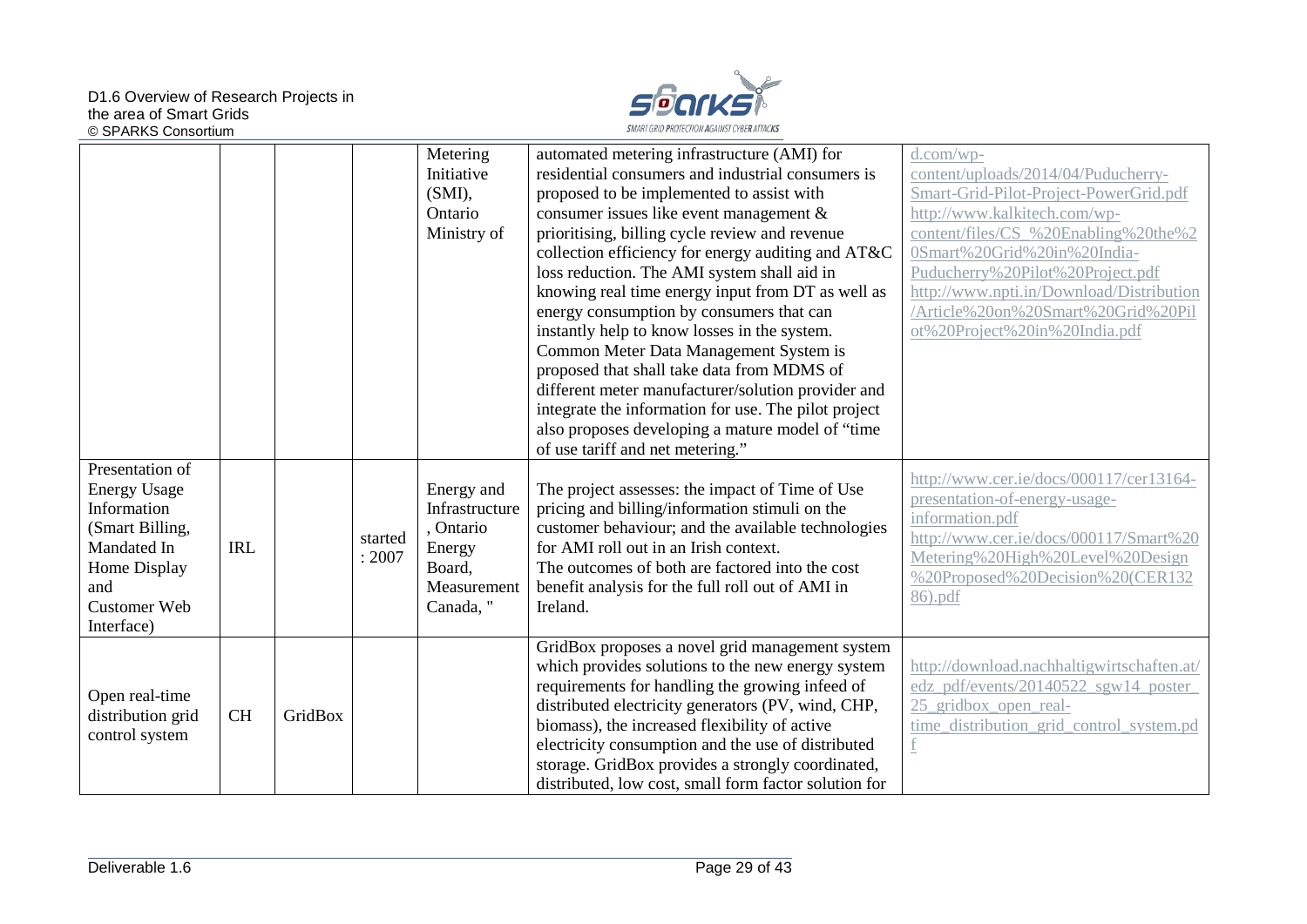| | | | | Metering Initiative (SMI), Ontario Ministry of | automated metering infrastructure (AMI) for residential consumers and industrial consumers is proposed to be implemented to assist with consumer issues like event management & prioritising, billing cycle review and revenue collection efficiency for energy auditing and AT&C loss reduction. The AMI system shall aid in knowing real time energy input from DT as well as energy consumption by consumers that can instantly help to know losses in the system. Common Meter Data Management System is proposed that shall take data from MDMS of different meter manufacturer/solution provider and integrate the information for use. The pilot project also proposes developing a mature model of "time of use tariff and net metering." | d.com/wp-content/uploads/2014/04/Puducherry-Smart-Grid-Pilot-Project-PowerGrid.pdf http://www.kalkitech.com/wp-content/files/CS_%20Enabling%20the%20Smart%20Grid%20in%20India-Puducherry%20Pilot%20Project.pdf http://www.npti.in/Download/Distribution/Article%20on%20Smart%20Grid%20Pilot%20Project%20in%20India.pdf |
|---|---|---|---|---|---|---|
| Presentation of Energy Usage Information (Smart Billing, Mandated In Home Display and Customer Web Interface) | IRL | | started : 2007 | Energy and Infrastructure, Ontario Energy Board, Measurement Canada, " | The project assesses: the impact of Time of Use pricing and billing/information stimuli on the customer behaviour; and the available technologies for AMI roll out in an Irish context. The outcomes of both are factored into the cost benefit analysis for the full roll out of AMI in Ireland. | http://www.cer.ie/docs/000117/cer13164-presentation-of-energy-usage-information.pdf http://www.cer.ie/docs/000117/Smart%20Metering%20High%20Level%20Design%20Proposed%20Decision%20(CER13286).pdf |
| Open real-time distribution grid control system | CH | GridBox | | | GridBox proposes a novel grid management system which provides solutions to the new energy system requirements for handling the growing infeed of distributed electricity generators (PV, wind, CHP, biomass), the increased flexibility of active electricity consumption and the use of distributed storage. GridBox provides a strongly coordinated, distributed, low cost, small form factor solution for | http://download.nachhaltigwirtschaften.at/edz_pdf/events/20140522_sgw14_poster_25_gridbox_open_real-time_distribution_grid_control_system.pdf |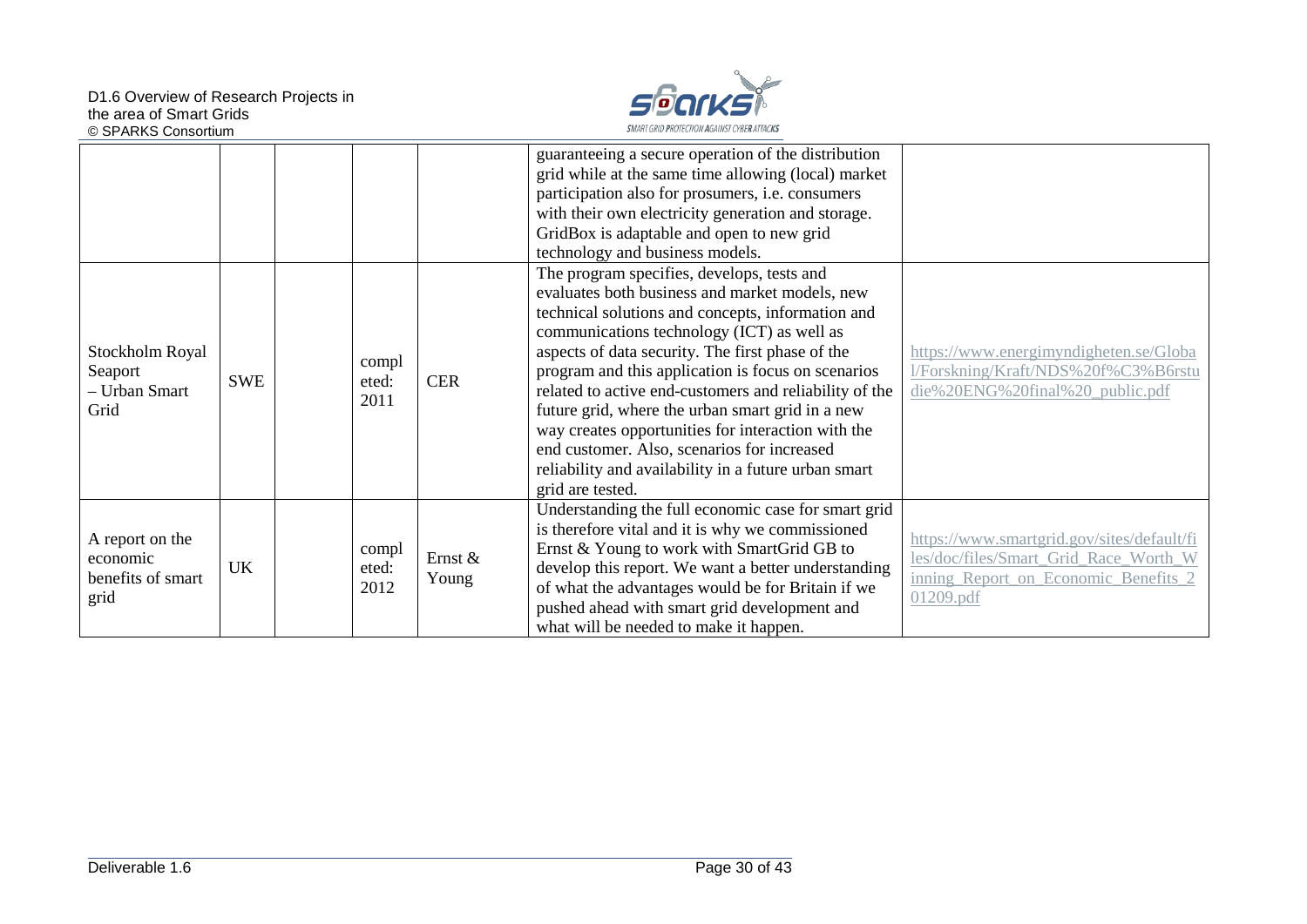| | | | | | | |
|---|---|---|---|---|---|---|
| | | | | | guaranteeing a secure operation of the distribution grid while at the same time allowing (local) market participation also for prosumers, i.e. consumers with their own electricity generation and storage. GridBox is adaptable and open to new grid technology and business models. | |
| Stockholm Royal Seaport – Urban Smart Grid | SWE | | completed: 2011 | CER | The program specifies, develops, tests and evaluates both business and market models, new technical solutions and concepts, information and communications technology (ICT) as well as aspects of data security. The first phase of the program and this application is focus on scenarios related to active end-customers and reliability of the future grid, where the urban smart grid in a new way creates opportunities for interaction with the end customer. Also, scenarios for increased reliability and availability in a future urban smart grid are tested. | https://www.energimyndigheten.se/Global/Forskning/Kraft/NDS%20f%C3%B6rstudie%20ENG%20final%20_public.pdf |
| A report on the economic benefits of smart grid | UK | | completed: 2012 | Ernst & Young | Understanding the full economic case for smart grid is therefore vital and it is why we commissioned Ernst & Young to work with SmartGrid GB to develop this report. We want a better understanding of what the advantages would be for Britain if we pushed ahead with smart grid development and what will be needed to make it happen. | https://www.smartgrid.gov/sites/default/files/doc/files/Smart_Grid_Race_Worth_Winning_Report_on_Economic_Benefits_201209.pdf |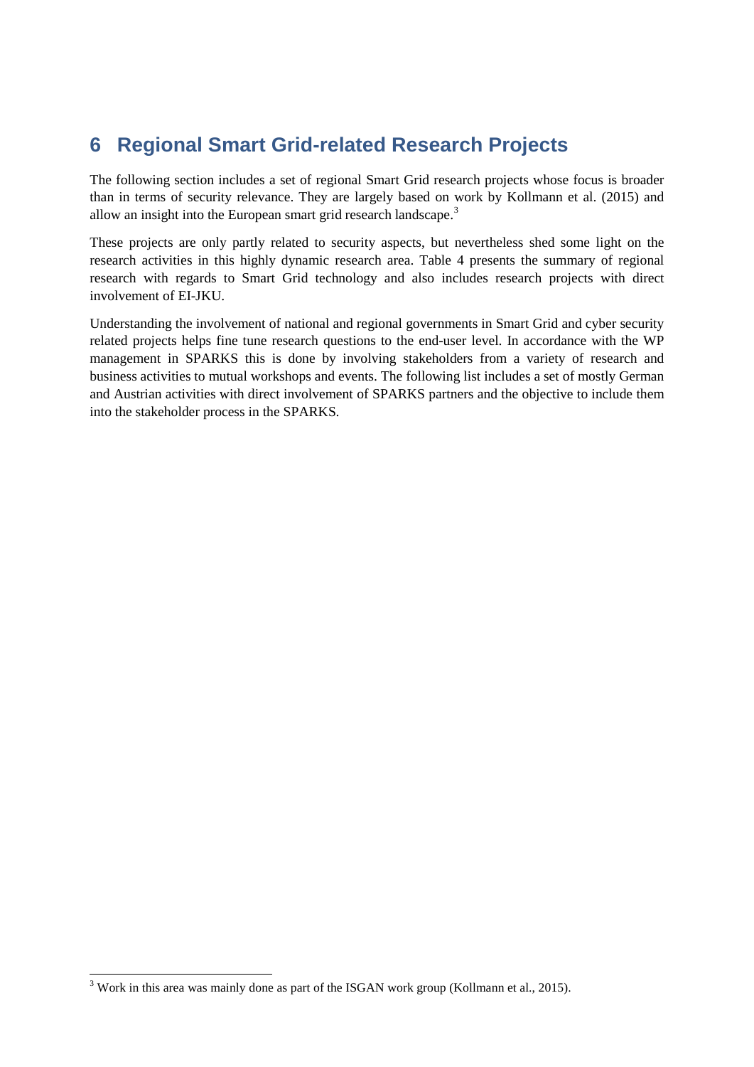# 6 Regional Smart Grid-related Research Projects

The following section includes a set of regional Smart Grid research projects whose focus is broader than in terms of security relevance. They are largely based on work by Kollmann et al. (2015) and allow an insight into the European smart grid research landscape.[3]

These projects are only partly related to security aspects, but nevertheless shed some light on the research activities in this highly dynamic research area. Table 4 presents the summary of regional research with regards to Smart Grid technology and also includes research projects with direct involvement of EI-JKU.

Understanding the involvement of national and regional governments in Smart Grid and cyber security related projects helps fine tune research questions to the end-user level. In accordance with the WP management in SPARKS this is done by involving stakeholders from a variety of research and business activities to mutual workshops and events. The following list includes a set of mostly German and Austrian activities with direct involvement of SPARKS partners and the objective to include them into the stakeholder process in the SPARKS.

---

[3] Work in this area was mainly done as part of the ISGAN work group (Kollmann et al., 2015).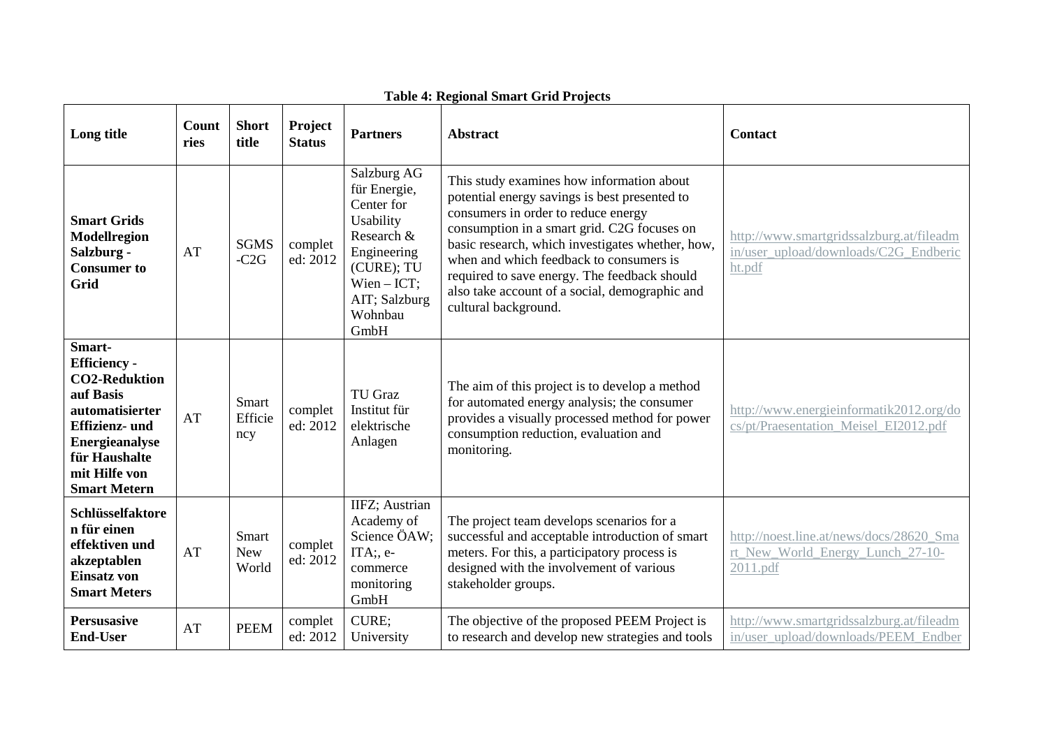**Table 4: Regional Smart Grid Projects**

| Long title | Countries | Short title | Project Status | Partners | Abstract | Contact |
|---|---|---|---|---|---|---|
| **Smart Grids Modellregion Salzburg - Consumer to Grid** | AT | SGMS-C2G | completed: 2012 | Salzburg AG für Energie, Center for Usability Research & Engineering (CURE); TU Wien – ICT; AIT; Salzburg Wohnbau GmbH | This study examines how information about potential energy savings is best presented to consumers in order to reduce energy consumption in a smart grid. C2G focuses on basic research, which investigates whether, how, when and which feedback to consumers is required to save energy. The feedback should also take account of a social, demographic and cultural background. | http://www.smartgridssalzburg.at/fileadmin/user_upload/downloads/C2G_Endbericht.pdf |
| **Smart-Efficiency - CO2-Reduktion auf Basis automatisierter Effizienz- und Energieanalyse für Haushalte mit Hilfe von Smart Metern** | AT | Smart Efficiency | completed: 2012 | TU Graz Institut für elektrische Anlagen | The aim of this project is to develop a method for automated energy analysis; the consumer provides a visually processed method for power consumption reduction, evaluation and monitoring. | http://www.energieinformatik2012.org/docs/pt/Praesentation_Meisel_EI2012.pdf |
| **Schlüsselfaktoren für einen effektiven und akzeptablen Einsatz von Smart Meters** | AT | Smart New World | completed: 2012 | IIFZ; Austrian Academy of Science ÖAW; ITA;, e-commerce monitoring GmbH | The project team develops scenarios for a successful and acceptable introduction of smart meters. For this, a participatory process is designed with the involvement of various stakeholder groups. | http://noest.line.at/news/docs/28620_Smart_New_World_Energy_Lunch_27-10-2011.pdf |
| **Persusasive End-User** | AT | PEEM | completed: 2012 | CURE; University | The objective of the proposed PEEM Project is to research and develop new strategies and tools | http://www.smartgridssalzburg.at/fileadmin/user_upload/downloads/PEEM_Endber |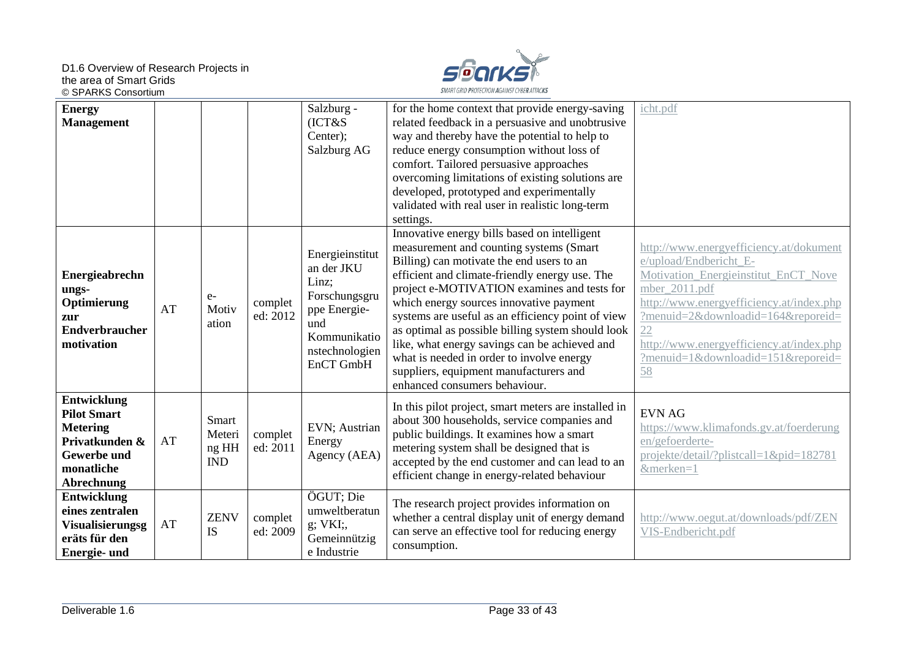| **Energy Management** | | | | Salzburg - (ICT&S Center); Salzburg AG | for the home context that provide energy-saving related feedback in a persuasive and unobtrusive way and thereby have the potential to help to reduce energy consumption without loss of comfort. Tailored persuasive approaches overcoming limitations of existing solutions are developed, prototyped and experimentally validated with real user in realistic long-term settings. | icht.pdf |
|---|---|---|---|---|---|---|
| **Energieabrechnungs-Optimierung zur Endverbrauchermotivation** | AT | e-Motivation | completed: 2012 | Energieinstitut an der JKU Linz; Forschungsgruppe Energie- und Kommunikationstechnologien EnCT GmbH | Innovative energy bills based on intelligent measurement and counting systems (Smart Billing) can motivate the end users to an efficient and climate-friendly energy use. The project e-MOTIVATION examines and tests for which energy sources innovative payment systems are useful as an efficiency point of view as optimal as possible billing system should look like, what energy savings can be achieved and what is needed in order to involve energy suppliers, equipment manufacturers and enhanced consumers behaviour. | http://www.energyefficiency.at/dokumente/upload/Endbericht_E-Motivation_Energieinstitut_EnCT_November_2011.pdf http://www.energyefficiency.at/index.php?menuid=2&downloadid=164&reporeid=22 http://www.energyefficiency.at/index.php?menuid=1&downloadid=151&reporeid=58 |
| **Entwicklung Pilot Smart Metering Privatkunden & Gewerbe und monatliche Abrechnung** | AT | Smart Metering HH IND | completed: 2011 | EVN; Austrian Energy Agency (AEA) | In this pilot project, smart meters are installed in about 300 households, service companies and public buildings. It examines how a smart metering system shall be designed that is accepted by the end customer and can lead to an efficient change in energy-related behaviour | EVN AG https://www.klimafonds.gv.at/foerderungen/gefoerderte-projekte/detail/?plistcall=1&pid=182781&merken=1 |
| **Entwicklung eines zentralen Visualisierungsgeräts für den Energie- und** | AT | ZENVIS | completed: 2009 | ÖGUT; Die umweltberatung; VKI;, Gemeinnützige Industrie | The research project provides information on whether a central display unit of energy demand can serve an effective tool for reducing energy consumption. | http://www.oegut.at/downloads/pdf/ZENVIS-Endbericht.pdf |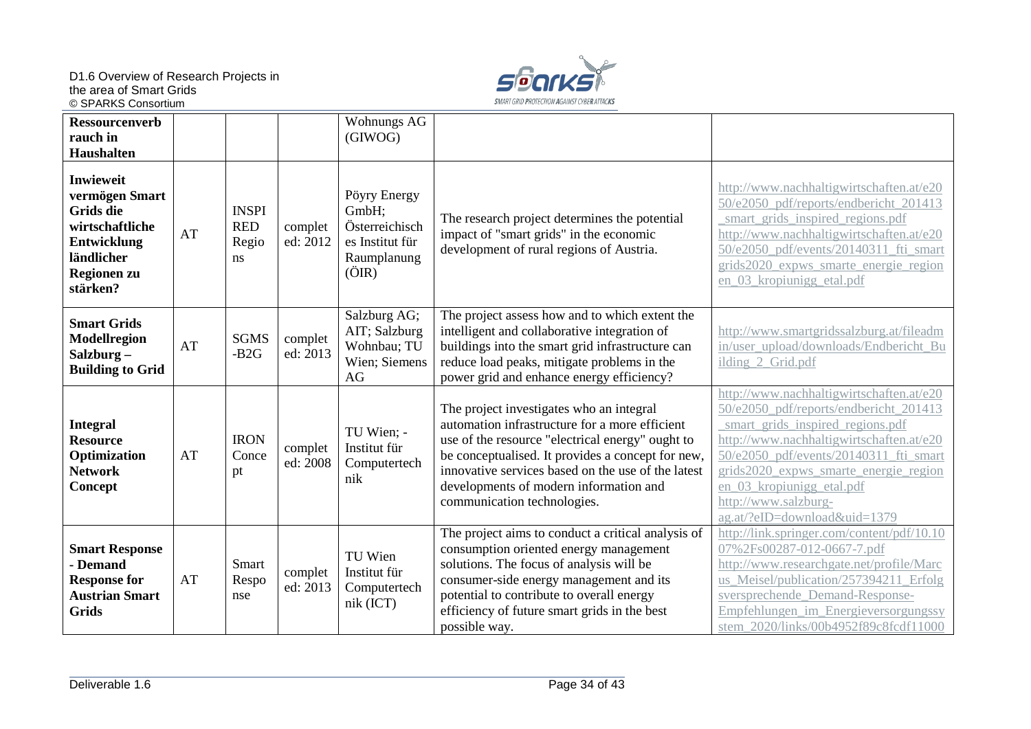| **Ressourcenverbrauch in Haushalten** | | | | Wohnungs AG (GIWOG) | | |
|---|---|---|---|---|---|---|
| **Inwieweit vermögen Smart Grids die wirtschaftliche Entwicklung ländlicher Regionen zu stärken?** | AT | INSPIRED Regions | completed: 2012 | Pöyry Energy GmbH; Österreichisches Institut für Raumplanung (ÖIR) | The research project determines the potential impact of "smart grids" in the economic development of rural regions of Austria. | http://www.nachhaltigwirtschaften.at/e2050/e2050_pdf/reports/endbericht_201413_smart_grids_inspired_regions.pdf http://www.nachhaltigwirtschaften.at/e2050/e2050_pdf/events/20140311_fti_smartgrids2020_expws_smarte_energie_regionen_03_kropiunigg_etal.pdf |
| **Smart Grids Modellregion Salzburg – Building to Grid** | AT | SGMS-B2G | completed: 2013 | Salzburg AG; AIT; Salzburg Wohnbau; TU Wien; Siemens AG | The project assess how and to which extent the intelligent and collaborative integration of buildings into the smart grid infrastructure can reduce load peaks, mitigate problems in the power grid and enhance energy efficiency? | http://www.smartgridssalzburg.at/fileadmin/user_upload/downloads/Endbericht_Building_2_Grid.pdf |
| **Integral Resource Optimization Network Concept** | AT | IRON Concept | completed: 2008 | TU Wien; - Institut für Computertechnik | The project investigates who an integral automation infrastructure for a more efficient use of the resource "electrical energy" ought to be conceptualised. It provides a concept for new, innovative services based on the use of the latest developments of modern information and communication technologies. | http://www.nachhaltigwirtschaften.at/e2050/e2050_pdf/reports/endbericht_201413_smart_grids_inspired_regions.pdf http://www.nachhaltigwirtschaften.at/e2050/e2050_pdf/events/20140311_fti_smartgrids2020_expws_smarte_energie_regionen_03_kropiunigg_etal.pdf http://www.salzburg-ag.at/?eID=download&uid=1379 |
| **Smart Response - Demand Response for Austrian Smart Grids** | AT | Smart Response | completed: 2013 | TU Wien Institut für Computertechnik (ICT) | The project aims to conduct a critical analysis of consumption oriented energy management solutions. The focus of analysis will be consumer-side energy management and its potential to contribute to overall energy efficiency of future smart grids in the best possible way. | http://link.springer.com/content/pdf/10.1007%2Fs00287-012-0667-7.pdf http://www.researchgate.net/profile/Marcus_Meisel/publication/257394211_Erfolgsversprechende_Demand-Response-Empfehlungen_im_Energieversorgungssystem_2020/links/00b4952f89c8fcdf11000 |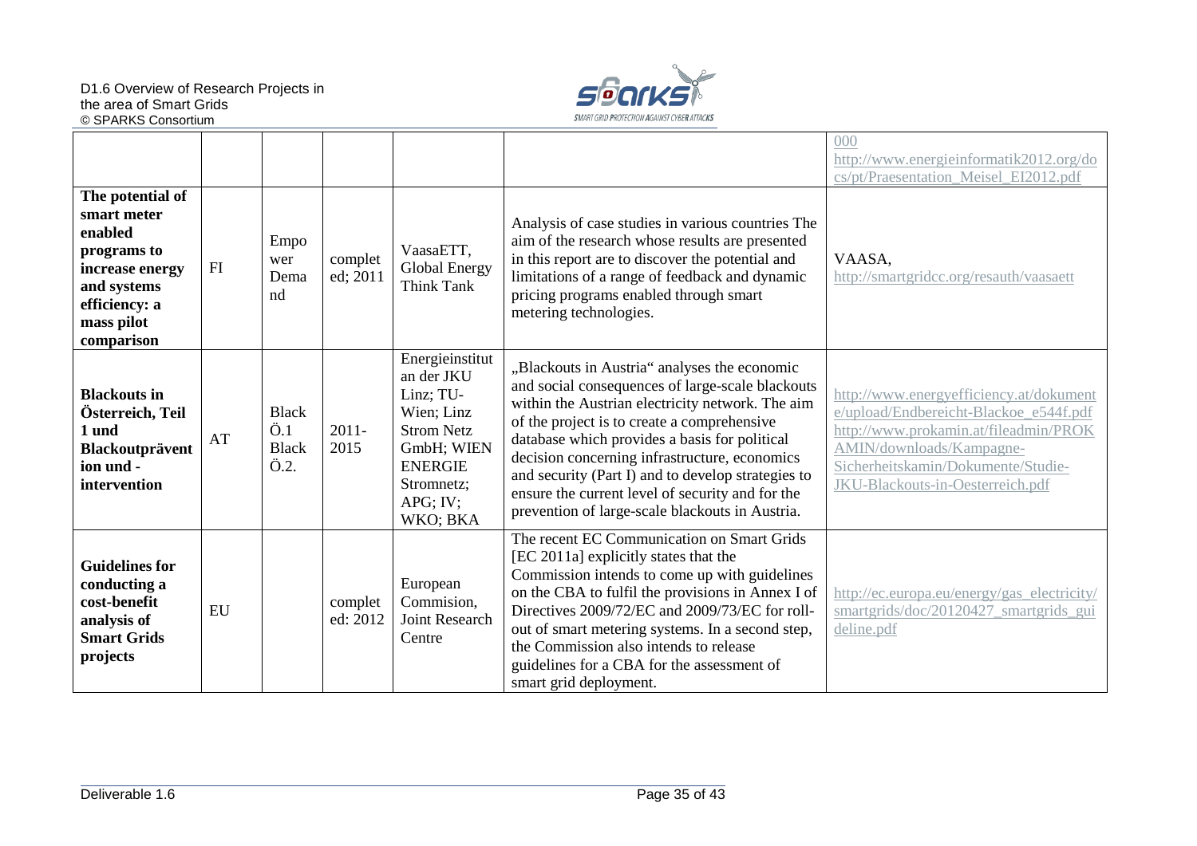| | | | | | | |
|---|---|---|---|---|---|---|
| | | | | | | 000 http://www.energieinformatik2012.org/docs/pt/Praesentation_Meisel_EI2012.pdf |
| **The potential of smart meter enabled programs to increase energy and systems efficiency: a mass pilot comparison** | FI | Empower Demand | completed; 2011 | VaasaETT, Global Energy Think Tank | Analysis of case studies in various countries The aim of the research whose results are presented in this report are to discover the potential and limitations of a range of feedback and dynamic pricing programs enabled through smart metering technologies. | VAASA, http://smartgridcc.org/resauth/vaasaett |
| **Blackouts in Österreich, Teil 1 und Blackoutprävention und - intervention** | AT | Black Ö.1 Black Ö.2. | 2011-2015 | Energieinstitut an der JKU Linz; TU-Wien; Linz Strom Netz GmbH; WIEN ENERGIE Stromnetz; APG; IV; WKO; BKA | „Blackouts in Austria" analyses the economic and social consequences of large-scale blackouts within the Austrian electricity network. The aim of the project is to create a comprehensive database which provides a basis for political decision concerning infrastructure, economics and security (Part I) and to develop strategies to ensure the current level of security and for the prevention of large-scale blackouts in Austria. | http://www.energyefficiency.at/dokumente/upload/Endbereicht-Blackoe_e544f.pdf http://www.prokamin.at/fileadmin/PROKAMIN/downloads/Kampagne-Sicherheitskamin/Dokumente/Studie-JKU-Blackouts-in-Oesterreich.pdf |
| **Guidelines for conducting a cost-benefit analysis of Smart Grids projects** | EU | | completed: 2012 | European Commision, Joint Research Centre | The recent EC Communication on Smart Grids [EC 2011a] explicitly states that the Commission intends to come up with guidelines on the CBA to fulfil the provisions in Annex I of Directives 2009/72/EC and 2009/73/EC for roll-out of smart metering systems. In a second step, the Commission also intends to release guidelines for a CBA for the assessment of smart grid deployment. | http://ec.europa.eu/energy/gas_electricity/smartgrids/doc/20120427_smartgrids_guideline.pdf |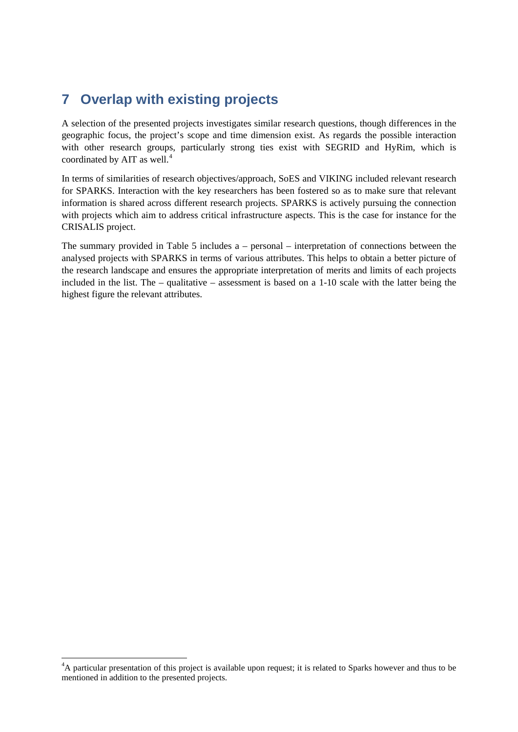# 7 Overlap with existing projects

A selection of the presented projects investigates similar research questions, though differences in the geographic focus, the project's scope and time dimension exist. As regards the possible interaction with other research groups, particularly strong ties exist with SEGRID and HyRim, which is coordinated by AIT as well.[4]

In terms of similarities of research objectives/approach, SoES and VIKING included relevant research for SPARKS. Interaction with the key researchers has been fostered so as to make sure that relevant information is shared across different research projects. SPARKS is actively pursuing the connection with projects which aim to address critical infrastructure aspects. This is the case for instance for the CRISALIS project.

The summary provided in Table 5 includes a – personal – interpretation of connections between the analysed projects with SPARKS in terms of various attributes. This helps to obtain a better picture of the research landscape and ensures the appropriate interpretation of merits and limits of each projects included in the list. The – qualitative – assessment is based on a 1-10 scale with the latter being the highest figure the relevant attributes.

[4]A particular presentation of this project is available upon request; it is related to Sparks however and thus to be mentioned in addition to the presented projects.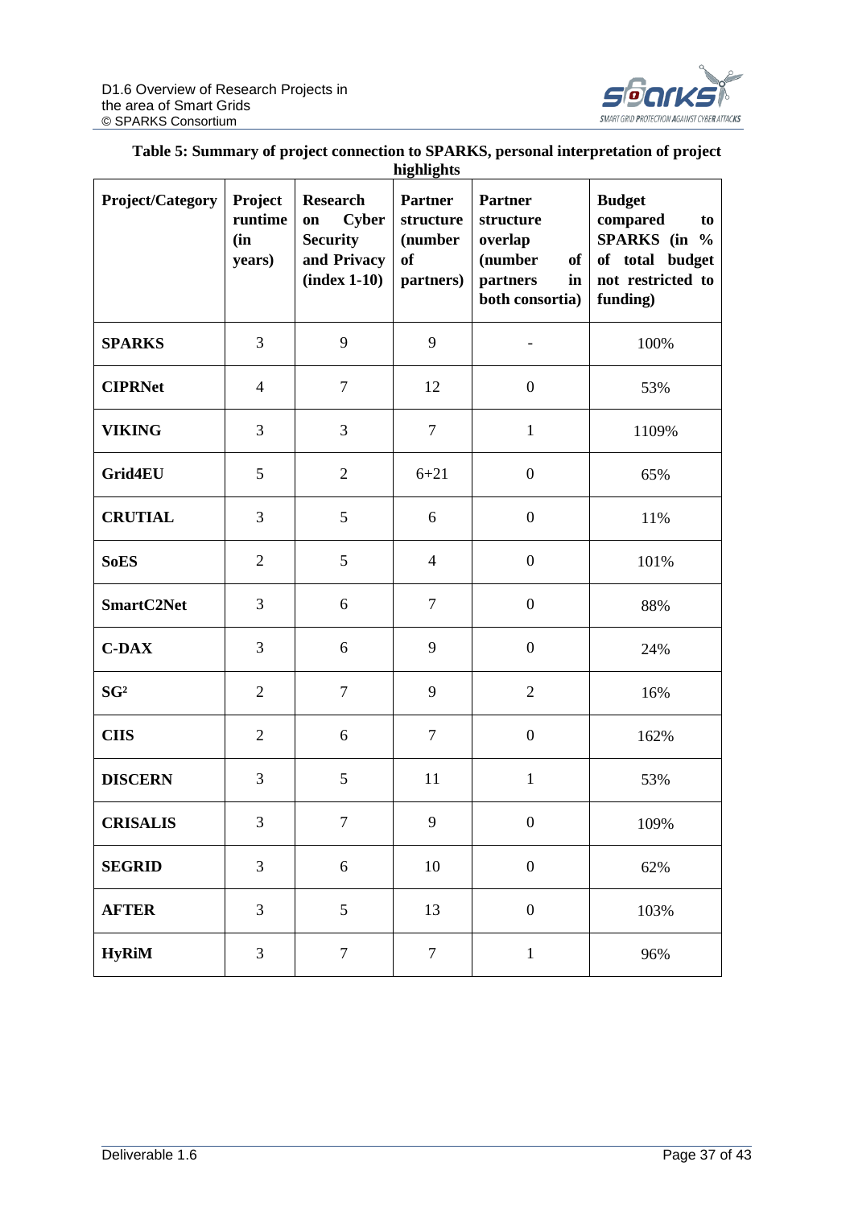**Table 5: Summary of project connection to SPARKS, personal interpretation of project highlights**

| Project/Category | Project runtime (in years) | Research on Cyber Security and Privacy (index 1-10) | Partner structure (number of partners) | Partner structure overlap (number of partners in both consortia) | Budget compared to SPARKS (in % of total budget not restricted to funding) |
|---|---|---|---|---|---|
| **SPARKS** | 3 | 9 | 9 | - | 100% |
| **CIPRNet** | 4 | 7 | 12 | 0 | 53% |
| **VIKING** | 3 | 3 | 7 | 1 | 1109% |
| **Grid4EU** | 5 | 2 | 6+21 | 0 | 65% |
| **CRUTIAL** | 3 | 5 | 6 | 0 | 11% |
| **SoES** | 2 | 5 | 4 | 0 | 101% |
| **SmartC2Net** | 3 | 6 | 7 | 0 | 88% |
| **C-DAX** | 3 | 6 | 9 | 0 | 24% |
| **SG²** | 2 | 7 | 9 | 2 | 16% |
| **CIIS** | 2 | 6 | 7 | 0 | 162% |
| **DISCERN** | 3 | 5 | 11 | 1 | 53% |
| **CRISALIS** | 3 | 7 | 9 | 0 | 109% |
| **SEGRID** | 3 | 6 | 10 | 0 | 62% |
| **AFTER** | 3 | 5 | 13 | 0 | 103% |
| **HyRiM** | 3 | 7 | 7 | 1 | 96% |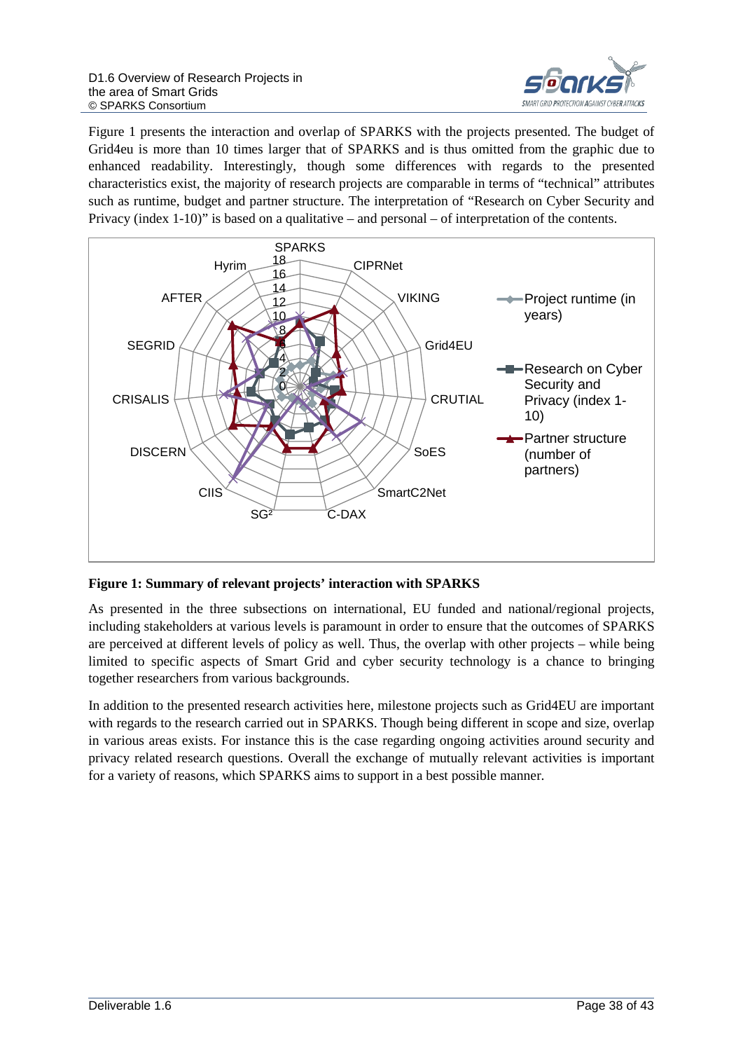Figure 1 presents the interaction and overlap of SPARKS with the projects presented. The budget of Grid4eu is more than 10 times larger that of SPARKS and is thus omitted from the graphic due to enhanced readability. Interestingly, though some differences with regards to the presented characteristics exist, the majority of research projects are comparable in terms of "technical" attributes such as runtime, budget and partner structure. The interpretation of "Research on Cyber Security and Privacy (index 1-10)" is based on a qualitative – and personal – of interpretation of the contents.

**Figure 1: Summary of relevant projects' interaction with SPARKS**

As presented in the three subsections on international, EU funded and national/regional projects, including stakeholders at various levels is paramount in order to ensure that the outcomes of SPARKS are perceived at different levels of policy as well. Thus, the overlap with other projects – while being limited to specific aspects of Smart Grid and cyber security technology is a chance to bringing together researchers from various backgrounds.

In addition to the presented research activities here, milestone projects such as Grid4EU are important with regards to the research carried out in SPARKS. Though being different in scope and size, overlap in various areas exists. For instance this is the case regarding ongoing activities around security and privacy related research questions. Overall the exchange of mutually relevant activities is important for a variety of reasons, which SPARKS aims to support in a best possible manner.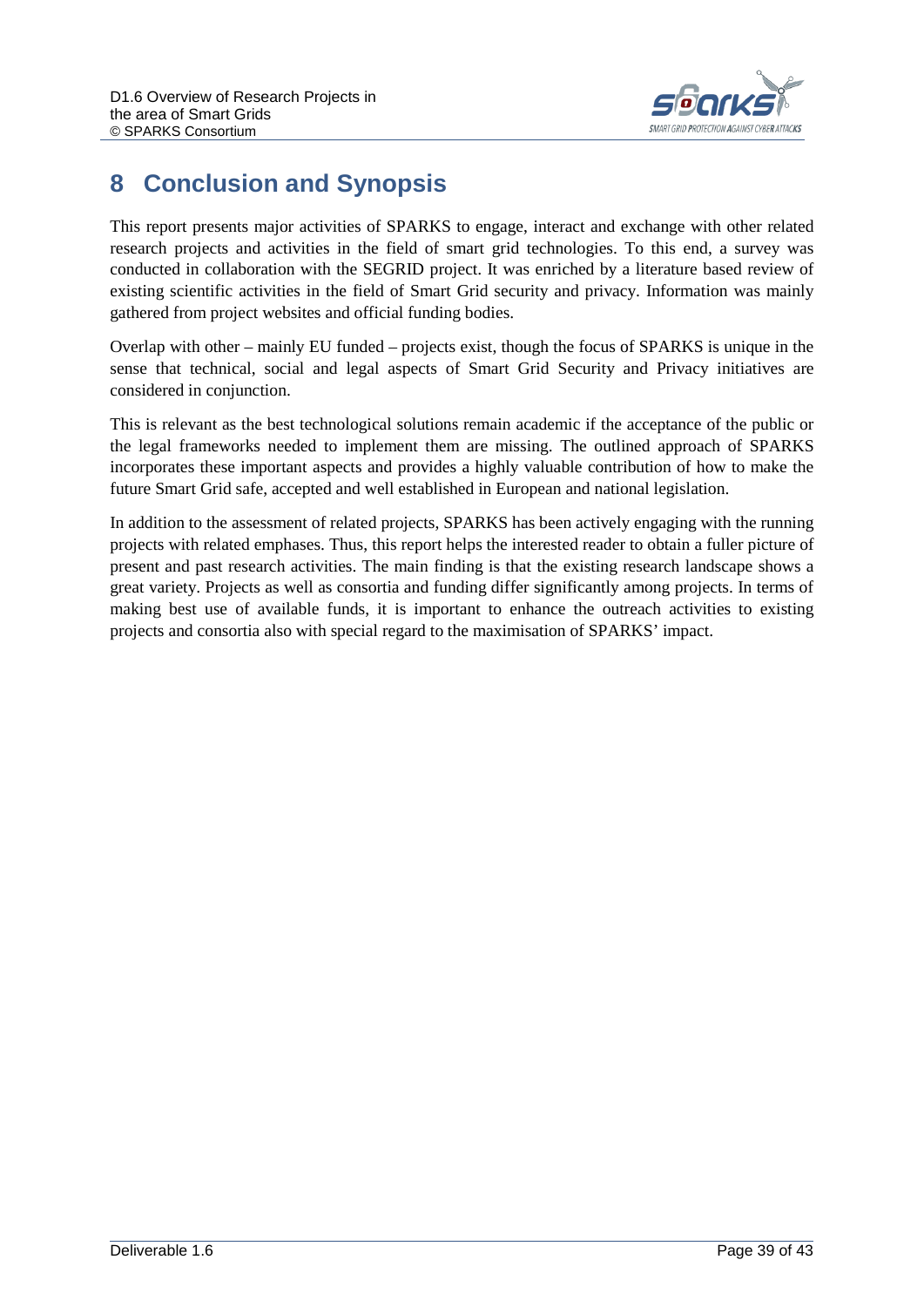# 8 Conclusion and Synopsis

This report presents major activities of SPARKS to engage, interact and exchange with other related research projects and activities in the field of smart grid technologies. To this end, a survey was conducted in collaboration with the SEGRID project. It was enriched by a literature based review of existing scientific activities in the field of Smart Grid security and privacy. Information was mainly gathered from project websites and official funding bodies.

Overlap with other – mainly EU funded – projects exist, though the focus of SPARKS is unique in the sense that technical, social and legal aspects of Smart Grid Security and Privacy initiatives are considered in conjunction.

This is relevant as the best technological solutions remain academic if the acceptance of the public or the legal frameworks needed to implement them are missing. The outlined approach of SPARKS incorporates these important aspects and provides a highly valuable contribution of how to make the future Smart Grid safe, accepted and well established in European and national legislation.

In addition to the assessment of related projects, SPARKS has been actively engaging with the running projects with related emphases. Thus, this report helps the interested reader to obtain a fuller picture of present and past research activities. The main finding is that the existing research landscape shows a great variety. Projects as well as consortia and funding differ significantly among projects. In terms of making best use of available funds, it is important to enhance the outreach activities to existing projects and consortia also with special regard to the maximisation of SPARKS' impact.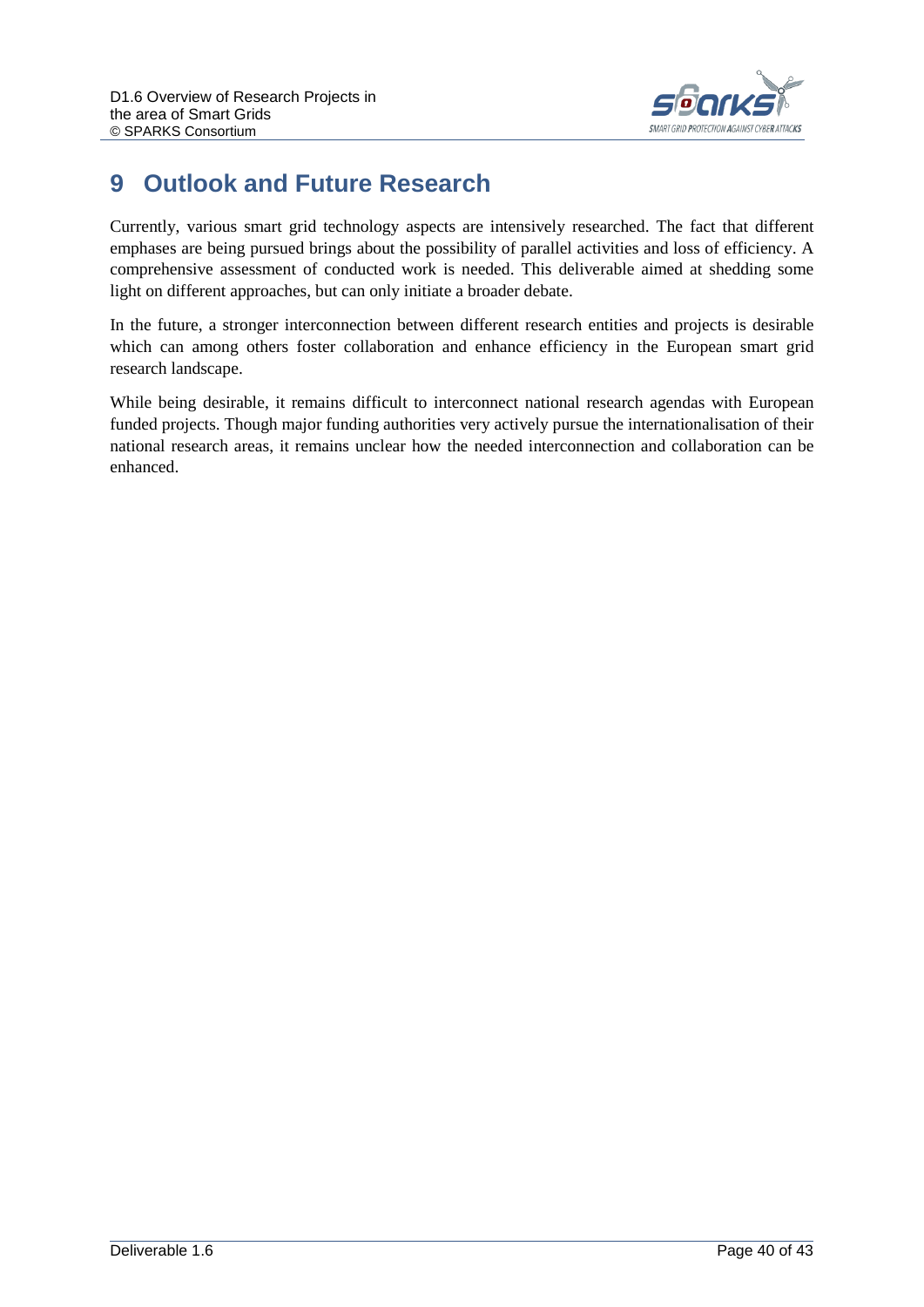# 9 Outlook and Future Research

Currently, various smart grid technology aspects are intensively researched. The fact that different emphases are being pursued brings about the possibility of parallel activities and loss of efficiency. A comprehensive assessment of conducted work is needed. This deliverable aimed at shedding some light on different approaches, but can only initiate a broader debate.

In the future, a stronger interconnection between different research entities and projects is desirable which can among others foster collaboration and enhance efficiency in the European smart grid research landscape.

While being desirable, it remains difficult to interconnect national research agendas with European funded projects. Though major funding authorities very actively pursue the internationalisation of their national research areas, it remains unclear how the needed interconnection and collaboration can be enhanced.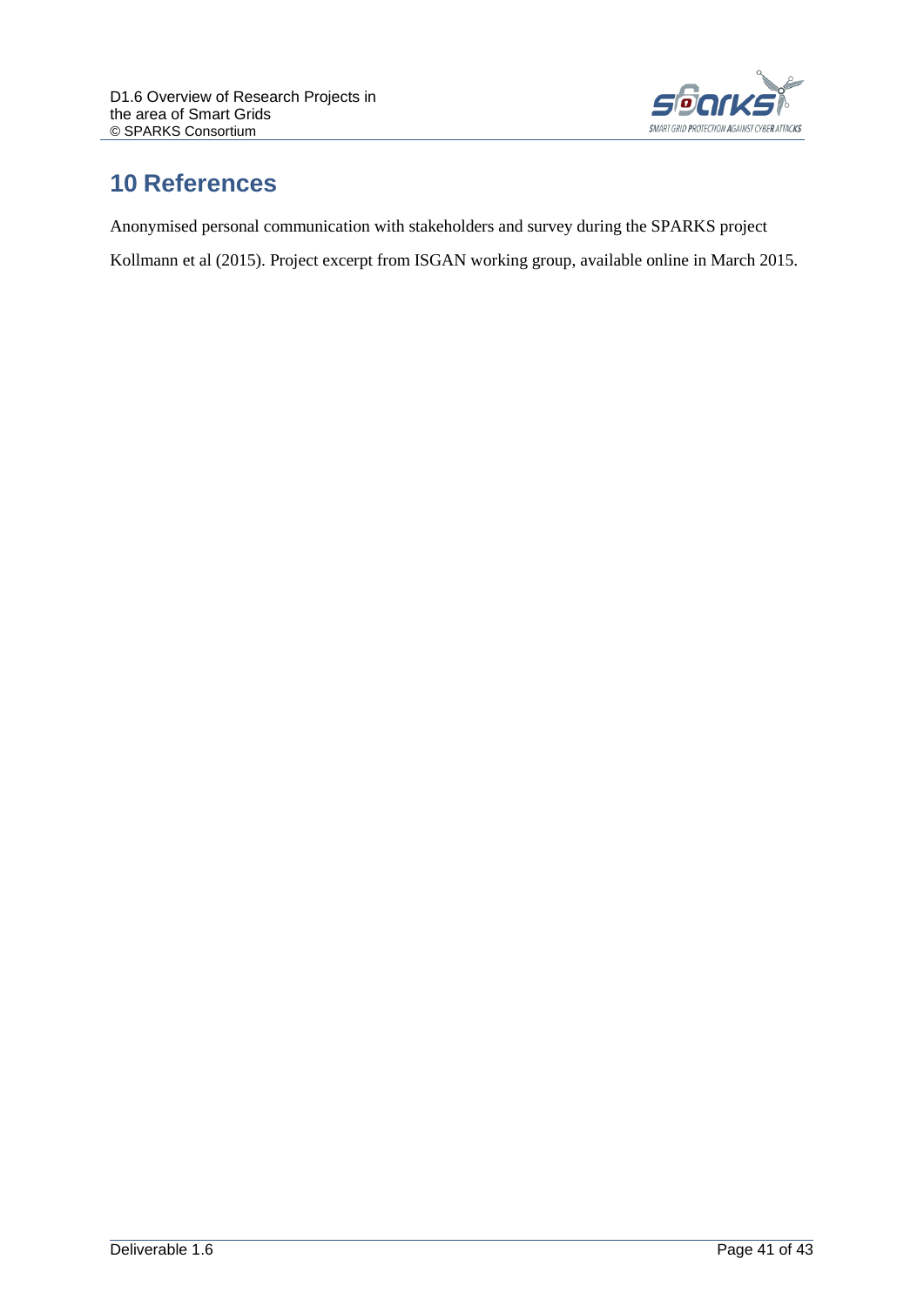# 10 References

Anonymised personal communication with stakeholders and survey during the SPARKS project

Kollmann et al (2015). Project excerpt from ISGAN working group, available online in March 2015.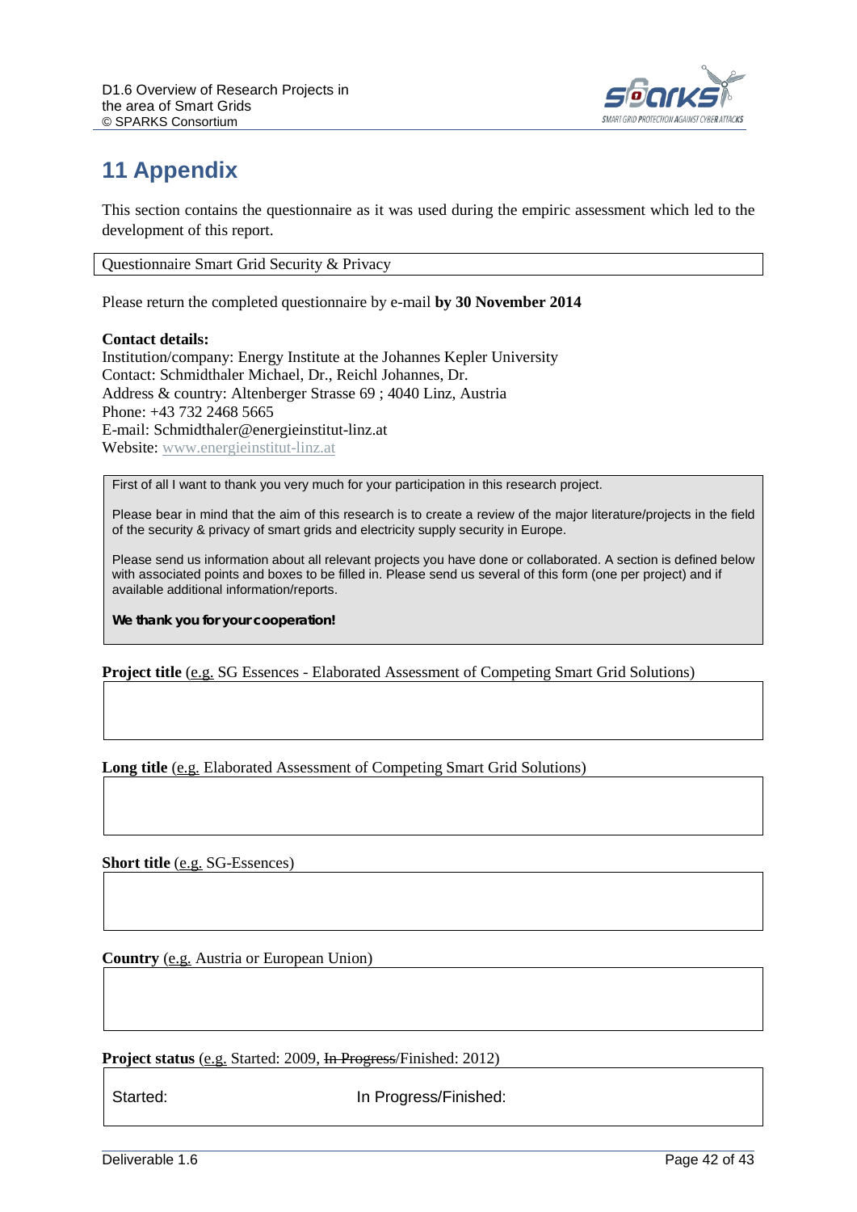# 11 Appendix

This section contains the questionnaire as it was used during the empiric assessment which led to the development of this report.

| Questionnaire Smart Grid Security & Privacy |
|---|

Please return the completed questionnaire by e-mail **by 30 November 2014**

**Contact details:**
Institution/company: Energy Institute at the Johannes Kepler University
Contact: Schmidthaler Michael, Dr., Reichl Johannes, Dr.
Address & country: Altenberger Strasse 69 ; 4040 Linz, Austria
Phone: +43 732 2468 5665
E-mail: Schmidthaler@energieinstitut-linz.at
Website: www.energieinstitut-linz.at

> First of all I want to thank you very much for your participation in this research project.
>
> Please bear in mind that the aim of this research is to create a review of the major literature/projects in the field of the security & privacy of smart grids and electricity supply security in Europe.
>
> Please send us information about all relevant projects you have done or collaborated. A section is defined below with associated points and boxes to be filled in. Please send us several of this form (one per project) and if available additional information/reports.
>
> ***We thank you for your cooperation!***

**Project title** (e.g. SG Essences - Elaborated Assessment of Competing Smart Grid Solutions)

| |
|---|

**Long title** (e.g. Elaborated Assessment of Competing Smart Grid Solutions)

| |
|---|

**Short title** (e.g. SG-Essences)

| |
|---|

**Country** (e.g. Austria or European Union)

| |
|---|

**Project status** (e.g. Started: 2009, ~~In Progress~~/Finished: 2012)

| Started: | In Progress/Finished: |
|---|---|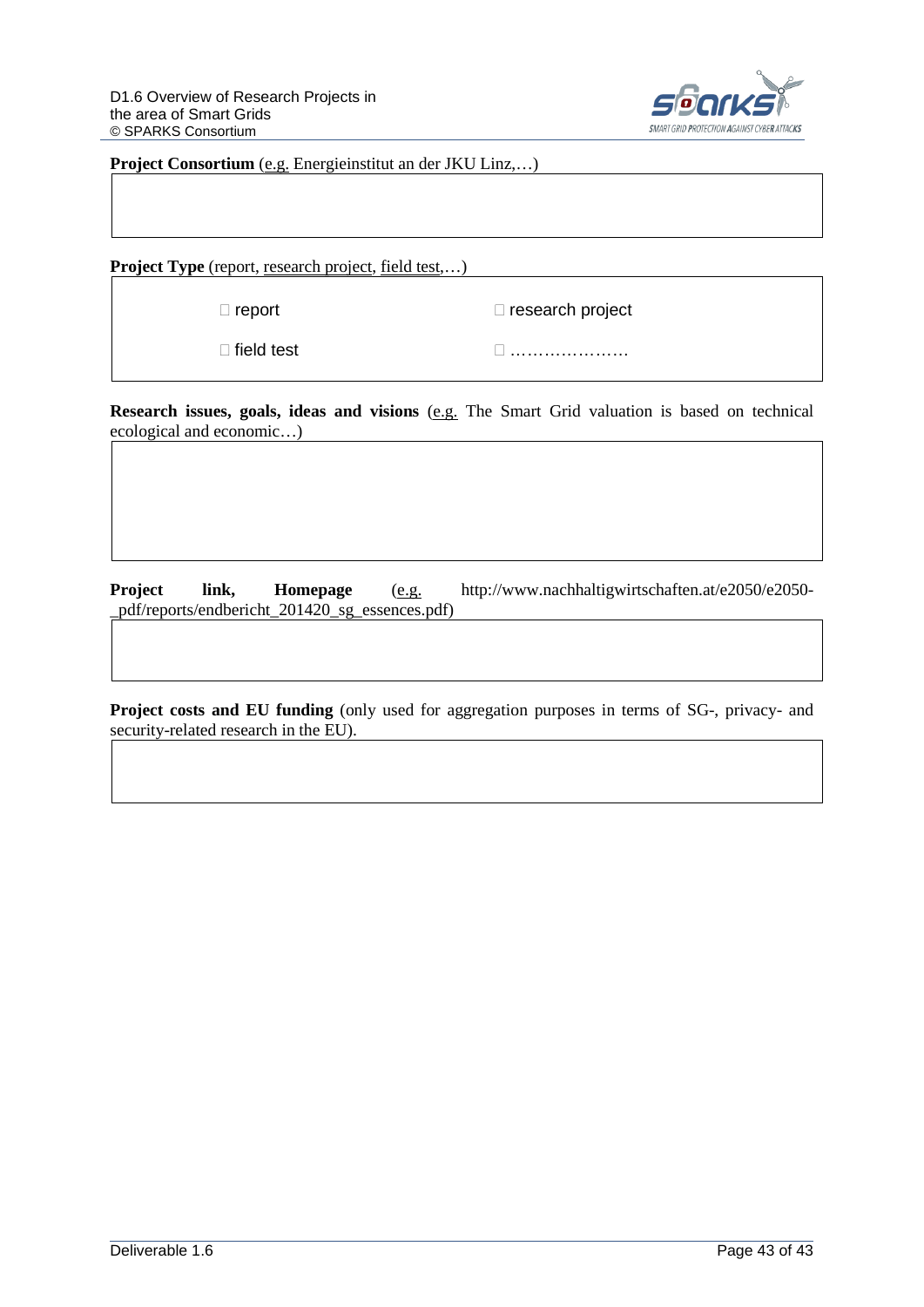**Project Consortium** (e.g. Energieinstitut an der JKU Linz,…)

| |
|---|
| |

**Project Type** (report, research project, field test,…)

| | |
|---|---|
| ☐ report | ☐ research project |
| ☐ field test | ☐ ………………… |

**Research issues, goals, ideas and visions** (e.g. The Smart Grid valuation is based on technical ecological and economic…)

| |
|---|
| |

**Project link, Homepage** (e.g. http://www.nachhaltigwirtschaften.at/e2050/e2050-_pdf/reports/endbericht_201420_sg_essences.pdf)

| |
|---|
| |

**Project costs and EU funding** (only used for aggregation purposes in terms of SG-, privacy- and security-related research in the EU).

| |
|---|
| |